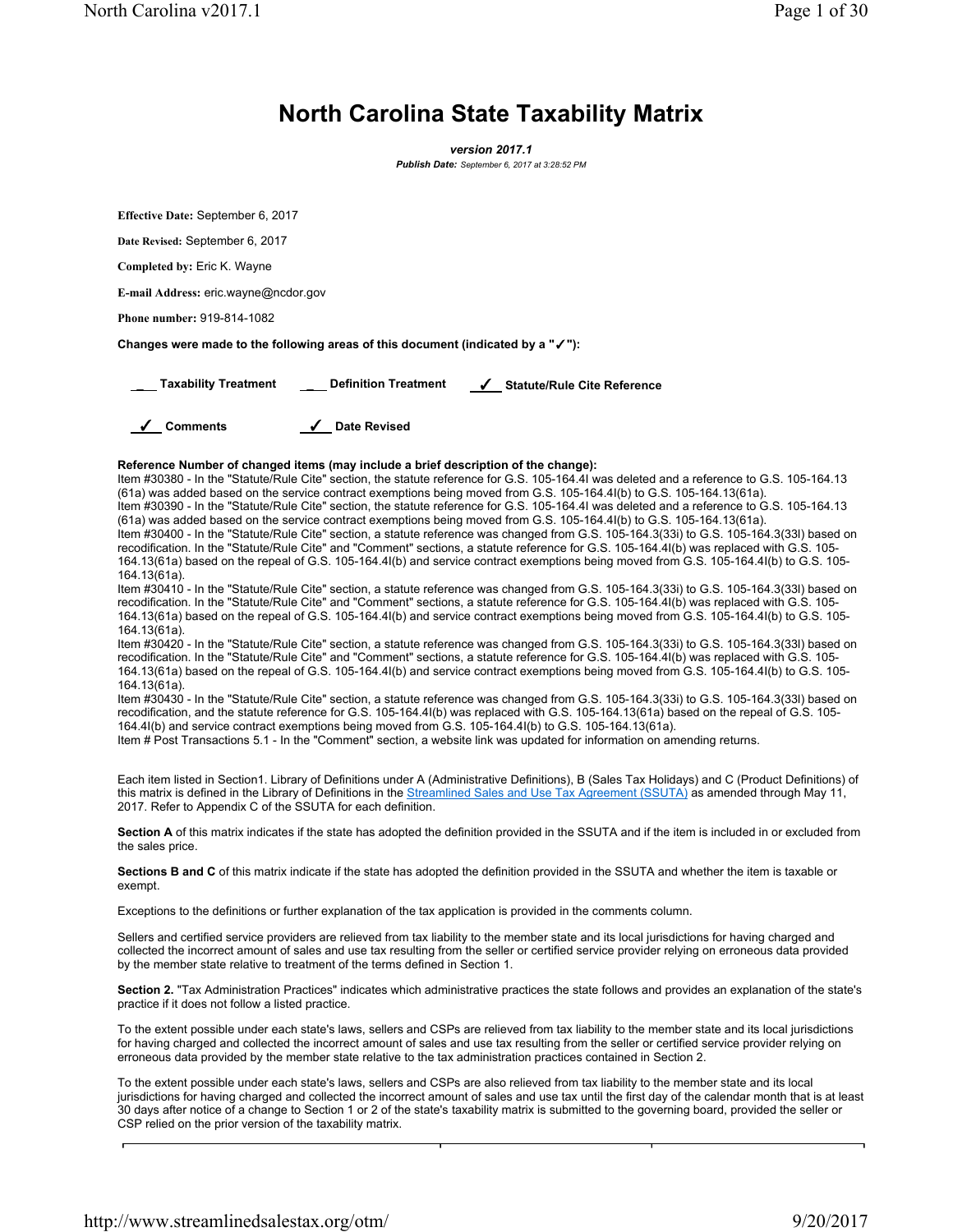# North Carolina State Taxability Matrix

***version 2017.1***

***Publish Date:*** *September 6, 2017 at 3:28:52 PM*

**Effective Date:** September 6, 2017

**Date Revised:** September 6, 2017

**Completed by:** Eric K. Wayne

**E-mail Address:** eric.wayne@ncdor.gov

**Phone number:** 919-814-1082

**Changes were made to the following areas of this document (indicated by a "✓"):**

___ **Taxability Treatment** ___ **Definition Treatment** ✓ **Statute/Rule Cite Reference**

✓ **Comments** ✓ **Date Revised**

**Reference Number of changed items (may include a brief description of the change):**

Item #30380 - In the "Statute/Rule Cite" section, the statute reference for G.S. 105-164.4I was deleted and a reference to G.S. 105-164.13(61a) was added based on the service contract exemptions being moved from G.S. 105-164.4I(b) to G.S. 105-164.13(61a).

Item #30390 - In the "Statute/Rule Cite" section, the statute reference for G.S. 105-164.4I was deleted and a reference to G.S. 105-164.13(61a) was added based on the service contract exemptions being moved from G.S. 105-164.4I(b) to G.S. 105-164.13(61a).

Item #30400 - In the "Statute/Rule Cite" section, a statute reference was changed from G.S. 105-164.3(33i) to G.S. 105-164.3(33l) based on recodification. In the "Statute/Rule Cite" and "Comment" sections, a statute reference for G.S. 105-164.4I(b) was replaced with G.S. 105-164.13(61a) based on the repeal of G.S. 105-164.4I(b) and service contract exemptions being moved from G.S. 105-164.4I(b) to G.S. 105-164.13(61a).

Item #30410 - In the "Statute/Rule Cite" section, a statute reference was changed from G.S. 105-164.3(33i) to G.S. 105-164.3(33l) based on recodification. In the "Statute/Rule Cite" and "Comment" sections, a statute reference for G.S. 105-164.4I(b) was replaced with G.S. 105-164.13(61a) based on the repeal of G.S. 105-164.4I(b) and service contract exemptions being moved from G.S. 105-164.4I(b) to G.S. 105-164.13(61a).

Item #30420 - In the "Statute/Rule Cite" section, a statute reference was changed from G.S. 105-164.3(33i) to G.S. 105-164.3(33l) based on recodification. In the "Statute/Rule Cite" and "Comment" sections, a statute reference for G.S. 105-164.4I(b) was replaced with G.S. 105-164.13(61a) based on the repeal of G.S. 105-164.4I(b) and service contract exemptions being moved from G.S. 105-164.4I(b) to G.S. 105-164.13(61a).

Item #30430 - In the "Statute/Rule Cite" section, a statute reference was changed from G.S. 105-164.3(33i) to G.S. 105-164.3(33l) based on recodification, and the statute reference for G.S. 105-164.4I(b) was replaced with G.S. 105-164.13(61a) based on the repeal of G.S. 105-164.4I(b) and service contract exemptions being moved from G.S. 105-164.4I(b) to G.S. 105-164.13(61a).

Item # Post Transactions 5.1 - In the "Comment" section, a website link was updated for information on amending returns.

Each item listed in Section1. Library of Definitions under A (Administrative Definitions), B (Sales Tax Holidays) and C (Product Definitions) of this matrix is defined in the Library of Definitions in the Streamlined Sales and Use Tax Agreement (SSUTA) as amended through May 11, 2017. Refer to Appendix C of the SSUTA for each definition.

**Section A** of this matrix indicates if the state has adopted the definition provided in the SSUTA and if the item is included in or excluded from the sales price.

**Sections B and C** of this matrix indicate if the state has adopted the definition provided in the SSUTA and whether the item is taxable or exempt.

Exceptions to the definitions or further explanation of the tax application is provided in the comments column.

Sellers and certified service providers are relieved from tax liability to the member state and its local jurisdictions for having charged and collected the incorrect amount of sales and use tax resulting from the seller or certified service provider relying on erroneous data provided by the member state relative to treatment of the terms defined in Section 1.

**Section 2.** "Tax Administration Practices" indicates which administrative practices the state follows and provides an explanation of the state's practice if it does not follow a listed practice.

To the extent possible under each state's laws, sellers and CSPs are relieved from tax liability to the member state and its local jurisdictions for having charged and collected the incorrect amount of sales and use tax resulting from the seller or certified service provider relying on erroneous data provided by the member state relative to the tax administration practices contained in Section 2.

To the extent possible under each state's laws, sellers and CSPs are also relieved from tax liability to the member state and its local jurisdictions for having charged and collected the incorrect amount of sales and use tax until the first day of the calendar month that is at least 30 days after notice of a change to Section 1 or 2 of the state's taxability matrix is submitted to the governing board, provided the seller or CSP relied on the prior version of the taxability matrix.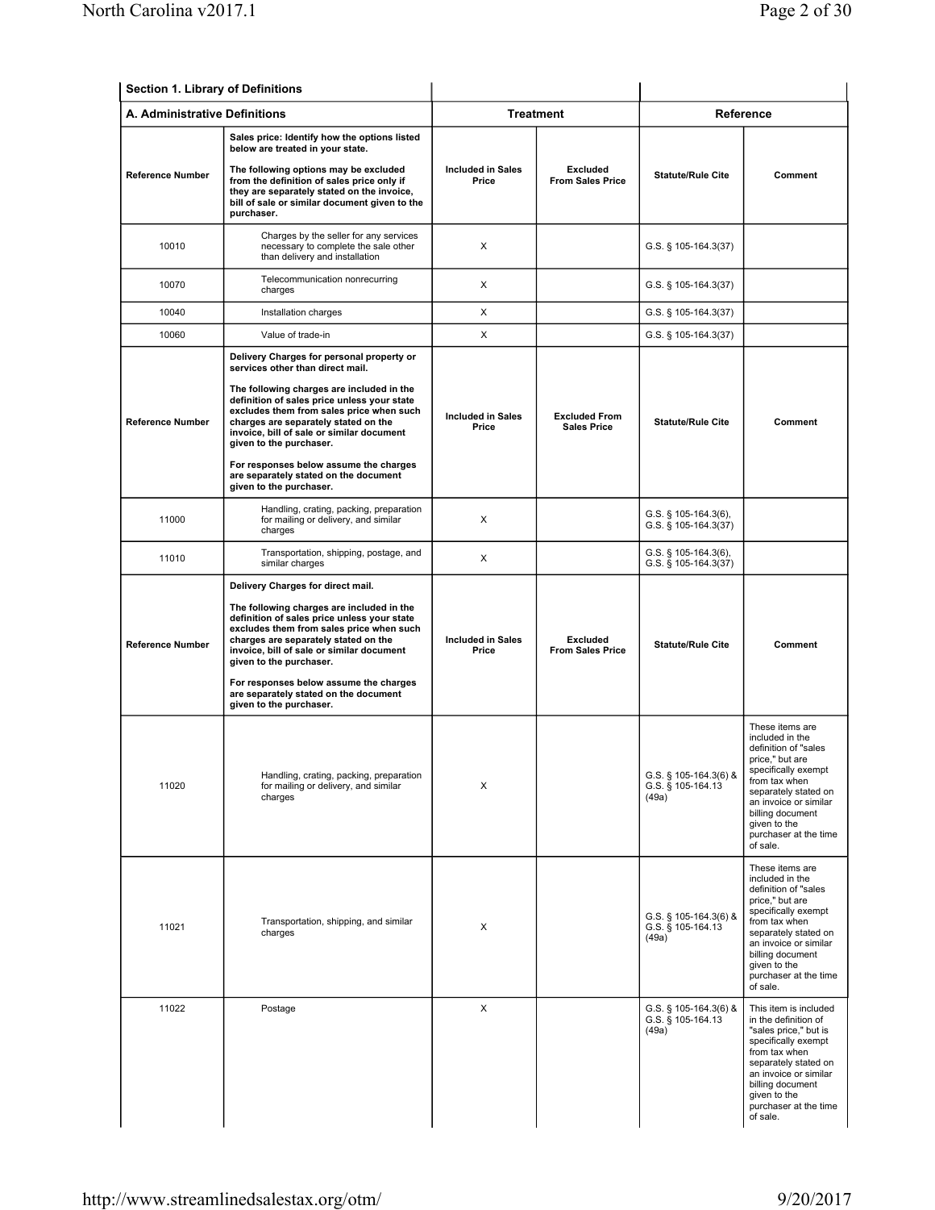## Section 1. Library of Definitions

| A. Administrative Definitions | | Treatment | | Reference | |
|---|---|---|---|---|---|
| Reference Number | **Sales price: Identify how the options listed below are treated in your state.**<br><br>**The following options may be excluded from the definition of sales price only if they are separately stated on the invoice, bill of sale or similar document given to the purchaser.** | Included in Sales Price | Excluded From Sales Price | Statute/Rule Cite | Comment |
| 10010 | Charges by the seller for any services necessary to complete the sale other than delivery and installation | X | | G.S. § 105-164.3(37) | |
| 10070 | Telecommunication nonrecurring charges | X | | G.S. § 105-164.3(37) | |
| 10040 | Installation charges | X | | G.S. § 105-164.3(37) | |
| 10060 | Value of trade-in | X | | G.S. § 105-164.3(37) | |
| Reference Number | **Delivery Charges for personal property or services other than direct mail.**<br><br>**The following charges are included in the definition of sales price unless your state excludes them from sales price when such charges are separately stated on the invoice, bill of sale or similar document given to the purchaser.**<br><br>**For responses below assume the charges are separately stated on the document given to the purchaser.** | Included in Sales Price | Excluded From Sales Price | Statute/Rule Cite | Comment |
| 11000 | Handling, crating, packing, preparation for mailing or delivery, and similar charges | X | | G.S. § 105-164.3(6), G.S. § 105-164.3(37) | |
| 11010 | Transportation, shipping, postage, and similar charges | X | | G.S. § 105-164.3(6), G.S. § 105-164.3(37) | |
| Reference Number | **Delivery Charges for direct mail.**<br><br>**The following charges are included in the definition of sales price unless your state excludes them from sales price when such charges are separately stated on the invoice, bill of sale or similar document given to the purchaser.**<br><br>**For responses below assume the charges are separately stated on the document given to the purchaser.** | Included in Sales Price | Excluded From Sales Price | Statute/Rule Cite | Comment |
| 11020 | Handling, crating, packing, preparation for mailing or delivery, and similar charges | X | | G.S. § 105-164.3(6) & G.S. § 105-164.13 (49a) | These items are included in the definition of "sales price," but are specifically exempt from tax when separately stated on an invoice or similar billing document given to the purchaser at the time of sale. |
| 11021 | Transportation, shipping, and similar charges | X | | G.S. § 105-164.3(6) & G.S. § 105-164.13 (49a) | These items are included in the definition of "sales price," but are specifically exempt from tax when separately stated on an invoice or similar billing document given to the purchaser at the time of sale. |
| 11022 | Postage | X | | G.S. § 105-164.3(6) & G.S. § 105-164.13 (49a) | This item is included in the definition of "sales price," but is specifically exempt from tax when separately stated on an invoice or similar billing document given to the purchaser at the time of sale. |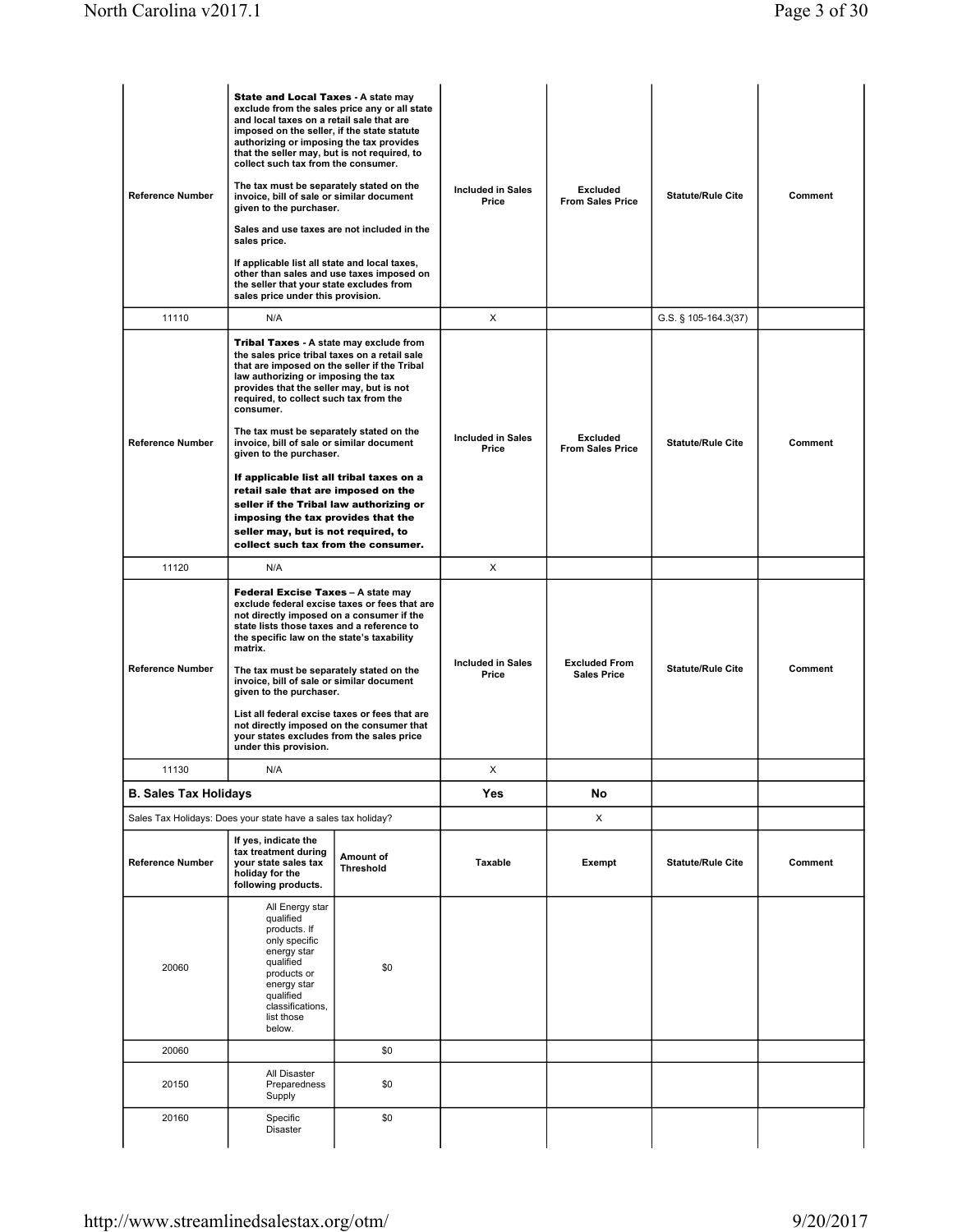| Reference Number | **State and Local Taxes** - A state may exclude from the sales price any or all state and local taxes on a retail sale that are imposed on the seller, if the state statute authorizing or imposing the tax provides that the seller may, but is not required, to collect such tax from the consumer. The tax must be separately stated on the invoice, bill of sale or similar document given to the purchaser. Sales and use taxes are not included in the sales price. If applicable list all state and local taxes, other than sales and use taxes imposed on the seller that your state excludes from sales price under this provision. | Included in Sales Price | Excluded From Sales Price | Statute/Rule Cite | Comment |
|---|---|---|---|---|---|
| 11110 | N/A | X | | G.S. § 105-164.3(37) | |

| Reference Number | **Tribal Taxes** - A state may exclude from the sales price tribal taxes on a retail sale that are imposed on the seller if the Tribal law authorizing or imposing the tax provides that the seller may, but is not required, to collect such tax from the consumer. The tax must be separately stated on the invoice, bill of sale or similar document given to the purchaser. **If applicable list all tribal taxes on a retail sale that are imposed on the seller if the Tribal law authorizing or imposing the tax provides that the seller may, but is not required, to collect such tax from the consumer.** | Included in Sales Price | Excluded From Sales Price | Statute/Rule Cite | Comment |
|---|---|---|---|---|---|
| 11120 | N/A | X | | | |

| Reference Number | **Federal Excise Taxes** – A state may exclude federal excise taxes or fees that are not directly imposed on a consumer if the state lists those taxes and a reference to the specific law on the state's taxability matrix. The tax must be separately stated on the invoice, bill of sale or similar document given to the purchaser. List all federal excise taxes or fees that are not directly imposed on the consumer that your states excludes from the sales price under this provision. | Included in Sales Price | Excluded From Sales Price | Statute/Rule Cite | Comment |
|---|---|---|---|---|---|
| 11130 | N/A | X | | | |

| **B. Sales Tax Holidays** | | | **Yes** | **No** | | |
|---|---|---|---|---|---|---|
| Sales Tax Holidays: Does your state have a sales tax holiday? | | | | X | | |
| Reference Number | If yes, indicate the tax treatment during your state sales tax holiday for the following products. | Amount of Threshold | Taxable | Exempt | Statute/Rule Cite | Comment |
| 20060 | All Energy star qualified products. If only specific energy star qualified products or energy star qualified classifications, list those below. | $0 | | | | |
| 20060 | | $0 | | | | |
| 20150 | All Disaster Preparedness Supply | $0 | | | | |
| 20160 | Specific Disaster | $0 | | | | |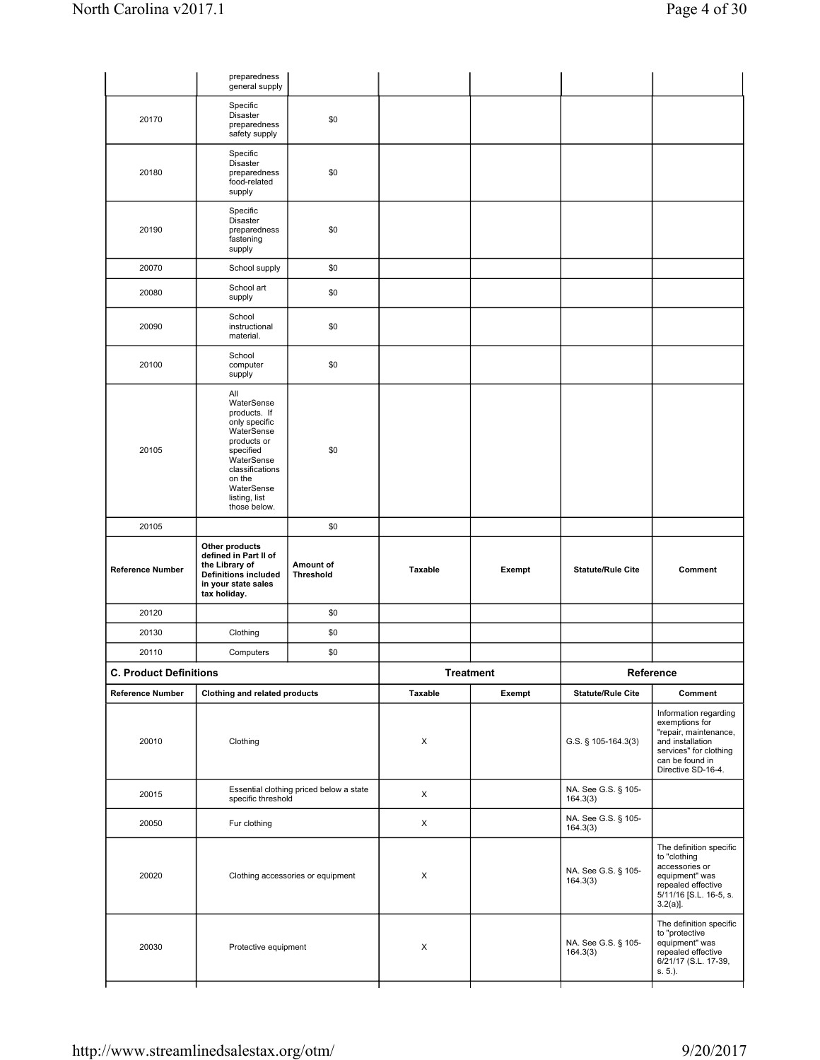| | preparedness general supply | | | | | |
|---|---|---|---|---|---|---|
| 20170 | Specific Disaster preparedness safety supply | $0 | | | | |
| 20180 | Specific Disaster preparedness food-related supply | $0 | | | | |
| 20190 | Specific Disaster preparedness fastening supply | $0 | | | | |
| 20070 | School supply | $0 | | | | |
| 20080 | School art supply | $0 | | | | |
| 20090 | School instructional material. | $0 | | | | |
| 20100 | School computer supply | $0 | | | | |
| 20105 | All WaterSense products. If only specific WaterSense products or specified WaterSense classifications on the WaterSense listing, list those below. | $0 | | | | |
| 20105 | | $0 | | | | |
| **Reference Number** | **Other products defined in Part II of the Library of Definitions included in your state sales tax holiday.** | **Amount of Threshold** | **Taxable** | **Exempt** | **Statute/Rule Cite** | **Comment** |
| 20120 | | $0 | | | | |
| 20130 | Clothing | $0 | | | | |
| 20110 | Computers | $0 | | | | |

| **C. Product Definitions** | | **Treatment** | | **Reference** | |
|---|---|---|---|---|---|
| **Reference Number** | **Clothing and related products** | **Taxable** | **Exempt** | **Statute/Rule Cite** | **Comment** |
| 20010 | Clothing | X | | G.S. § 105-164.3(3) | Information regarding exemptions for "repair, maintenance, and installation services" for clothing can be found in Directive SD-16-4. |
| 20015 | Essential clothing priced below a state specific threshold | X | | NA. See G.S. § 105-164.3(3) | |
| 20050 | Fur clothing | X | | NA. See G.S. § 105-164.3(3) | |
| 20020 | Clothing accessories or equipment | X | | NA. See G.S. § 105-164.3(3) | The definition specific to "clothing accessories or equipment" was repealed effective 5/11/16 [S.L. 16-5, s. 3.2(a)]. |
| 20030 | Protective equipment | X | | NA. See G.S. § 105-164.3(3) | The definition specific to "protective equipment" was repealed effective 6/21/17 (S.L. 17-39, s. 5.). |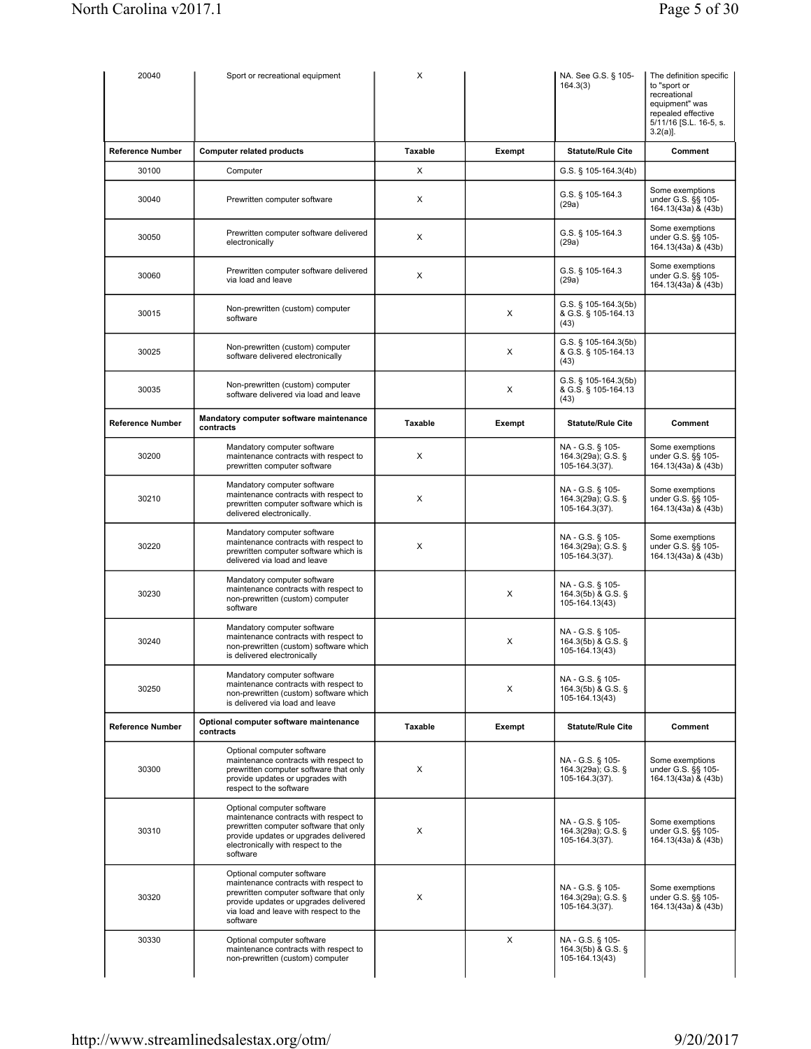| 20040 | Sport or recreational equipment | X | | NA. See G.S. § 105-164.3(3) | The definition specific to "sport or recreational equipment" was repealed effective 5/11/16 [S.L. 16-5, s. 3.2(a)]. |
|---|---|---|---|---|---|
| **Reference Number** | **Computer related products** | **Taxable** | **Exempt** | **Statute/Rule Cite** | **Comment** |
| 30100 | Computer | X | | G.S. § 105-164.3(4b) | |
| 30040 | Prewritten computer software | X | | G.S. § 105-164.3 (29a) | Some exemptions under G.S. §§ 105-164.13(43a) & (43b) |
| 30050 | Prewritten computer software delivered electronically | X | | G.S. § 105-164.3 (29a) | Some exemptions under G.S. §§ 105-164.13(43a) & (43b) |
| 30060 | Prewritten computer software delivered via load and leave | X | | G.S. § 105-164.3 (29a) | Some exemptions under G.S. §§ 105-164.13(43a) & (43b) |
| 30015 | Non-prewritten (custom) computer software | | X | G.S. § 105-164.3(5b) & G.S. § 105-164.13 (43) | |
| 30025 | Non-prewritten (custom) computer software delivered electronically | | X | G.S. § 105-164.3(5b) & G.S. § 105-164.13 (43) | |
| 30035 | Non-prewritten (custom) computer software delivered via load and leave | | X | G.S. § 105-164.3(5b) & G.S. § 105-164.13 (43) | |
| **Reference Number** | **Mandatory computer software maintenance contracts** | **Taxable** | **Exempt** | **Statute/Rule Cite** | **Comment** |
| 30200 | Mandatory computer software maintenance contracts with respect to prewritten computer software | X | | NA - G.S. § 105-164.3(29a); G.S. § 105-164.3(37). | Some exemptions under G.S. §§ 105-164.13(43a) & (43b) |
| 30210 | Mandatory computer software maintenance contracts with respect to prewritten computer software which is delivered electronically. | X | | NA - G.S. § 105-164.3(29a); G.S. § 105-164.3(37). | Some exemptions under G.S. §§ 105-164.13(43a) & (43b) |
| 30220 | Mandatory computer software maintenance contracts with respect to prewritten computer software which is delivered via load and leave | X | | NA - G.S. § 105-164.3(29a); G.S. § 105-164.3(37). | Some exemptions under G.S. §§ 105-164.13(43a) & (43b) |
| 30230 | Mandatory computer software maintenance contracts with respect to non-prewritten (custom) computer software | | X | NA - G.S. § 105-164.3(5b) & G.S. § 105-164.13(43) | |
| 30240 | Mandatory computer software maintenance contracts with respect to non-prewritten (custom) software which is delivered electronically | | X | NA - G.S. § 105-164.3(5b) & G.S. § 105-164.13(43) | |
| 30250 | Mandatory computer software maintenance contracts with respect to non-prewritten (custom) software which is delivered via load and leave | | X | NA - G.S. § 105-164.3(5b) & G.S. § 105-164.13(43) | |
| **Reference Number** | **Optional computer software maintenance contracts** | **Taxable** | **Exempt** | **Statute/Rule Cite** | **Comment** |
| 30300 | Optional computer software maintenance contracts with respect to prewritten computer software that only provide updates or upgrades with respect to the software | X | | NA - G.S. § 105-164.3(29a); G.S. § 105-164.3(37). | Some exemptions under G.S. §§ 105-164.13(43a) & (43b) |
| 30310 | Optional computer software maintenance contracts with respect to prewritten computer software that only provide updates or upgrades delivered electronically with respect to the software | X | | NA - G.S. § 105-164.3(29a); G.S. § 105-164.3(37). | Some exemptions under G.S. §§ 105-164.13(43a) & (43b) |
| 30320 | Optional computer software maintenance contracts with respect to prewritten computer software that only provide updates or upgrades delivered via load and leave with respect to the software | X | | NA - G.S. § 105-164.3(29a); G.S. § 105-164.3(37). | Some exemptions under G.S. §§ 105-164.13(43a) & (43b) |
| 30330 | Optional computer software maintenance contracts with respect to non-prewritten (custom) computer | | X | NA - G.S. § 105-164.3(5b) & G.S. § 105-164.13(43) | |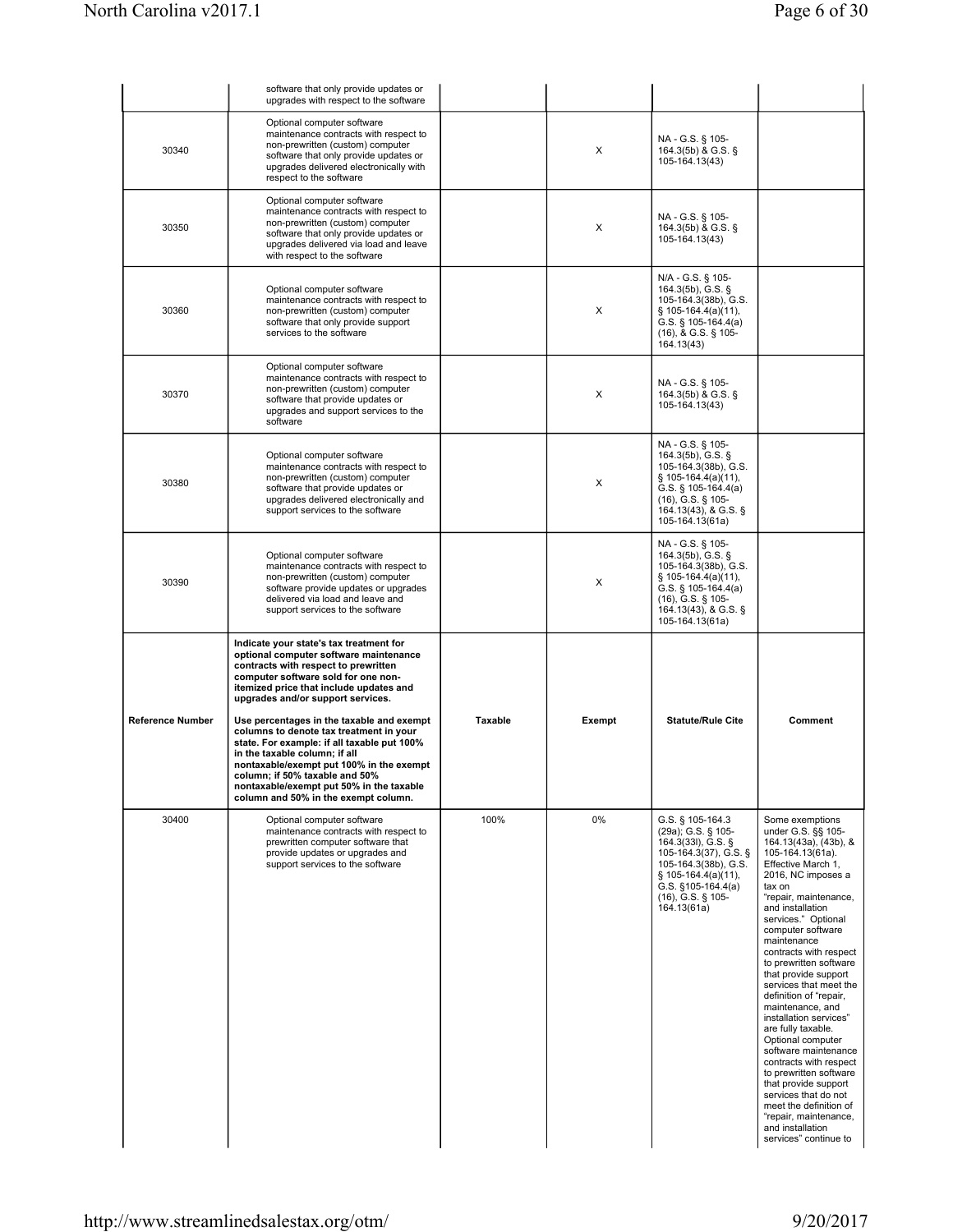| | | | | | |
|---|---|---|---|---|---|
| | software that only provide updates or upgrades with respect to the software | | | | |
| 30340 | Optional computer software maintenance contracts with respect to non-prewritten (custom) computer software that only provide updates or upgrades delivered electronically with respect to the software | | X | NA - G.S. § 105-164.3(5b) & G.S. § 105-164.13(43) | |
| 30350 | Optional computer software maintenance contracts with respect to non-prewritten (custom) computer software that only provide updates or upgrades delivered via load and leave with respect to the software | | X | NA - G.S. § 105-164.3(5b) & G.S. § 105-164.13(43) | |
| 30360 | Optional computer software maintenance contracts with respect to non-prewritten (custom) computer software that only provide support services to the software | | X | N/A - G.S. § 105-164.3(5b), G.S. § 105-164.3(38b), G.S. § 105-164.4(a)(11), G.S. § 105-164.4(a)(16), & G.S. § 105-164.13(43) | |
| 30370 | Optional computer software maintenance contracts with respect to non-prewritten (custom) computer software that provide updates or upgrades and support services to the software | | X | NA - G.S. § 105-164.3(5b) & G.S. § 105-164.13(43) | |
| 30380 | Optional computer software maintenance contracts with respect to non-prewritten (custom) computer software that provide updates or upgrades delivered electronically and support services to the software | | X | NA - G.S. § 105-164.3(5b), G.S. § 105-164.3(38b), G.S. § 105-164.4(a)(11), G.S. § 105-164.4(a)(16), G.S. § 105-164.13(43), & G.S. § 105-164.13(61a) | |
| 30390 | Optional computer software maintenance contracts with respect to non-prewritten (custom) computer software provide updates or upgrades delivered via load and leave and support services to the software | | X | NA - G.S. § 105-164.3(5b), G.S. § 105-164.3(38b), G.S. § 105-164.4(a)(11), G.S. § 105-164.4(a)(16), G.S. § 105-164.13(43), & G.S. § 105-164.13(61a) | |
| **Reference Number** | **Indicate your state's tax treatment for optional computer software maintenance contracts with respect to prewritten computer software sold for one non-itemized price that include updates and upgrades and/or support services.** <br><br> **Use percentages in the taxable and exempt columns to denote tax treatment in your state. For example: if all taxable put 100% in the taxable column; if all nontaxable/exempt put 100% in the exempt column; if 50% taxable and 50% nontaxable/exempt put 50% in the taxable column and 50% in the exempt column.** | **Taxable** | **Exempt** | **Statute/Rule Cite** | **Comment** |
| 30400 | Optional computer software maintenance contracts with respect to prewritten computer software that provide updates or upgrades and support services to the software | 100% | 0% | G.S. § 105-164.3(29a); G.S. § 105-164.3(33l), G.S. § 105-164.3(37), G.S. § 105-164.3(38b), G.S. § 105-164.4(a)(11), G.S. §105-164.4(a)(16), G.S. § 105-164.13(61a) | Some exemptions under G.S. §§ 105-164.13(43a), (43b), & 105-164.13(61a). Effective March 1, 2016, NC imposes a tax on "repair, maintenance, and installation services." Optional computer software maintenance contracts with respect to prewritten software that provide support services that meet the definition of "repair, maintenance, and installation services" are fully taxable. Optional computer software maintenance contracts with respect to prewritten software that provide support services that do not meet the definition of "repair, maintenance, and installation services" continue to |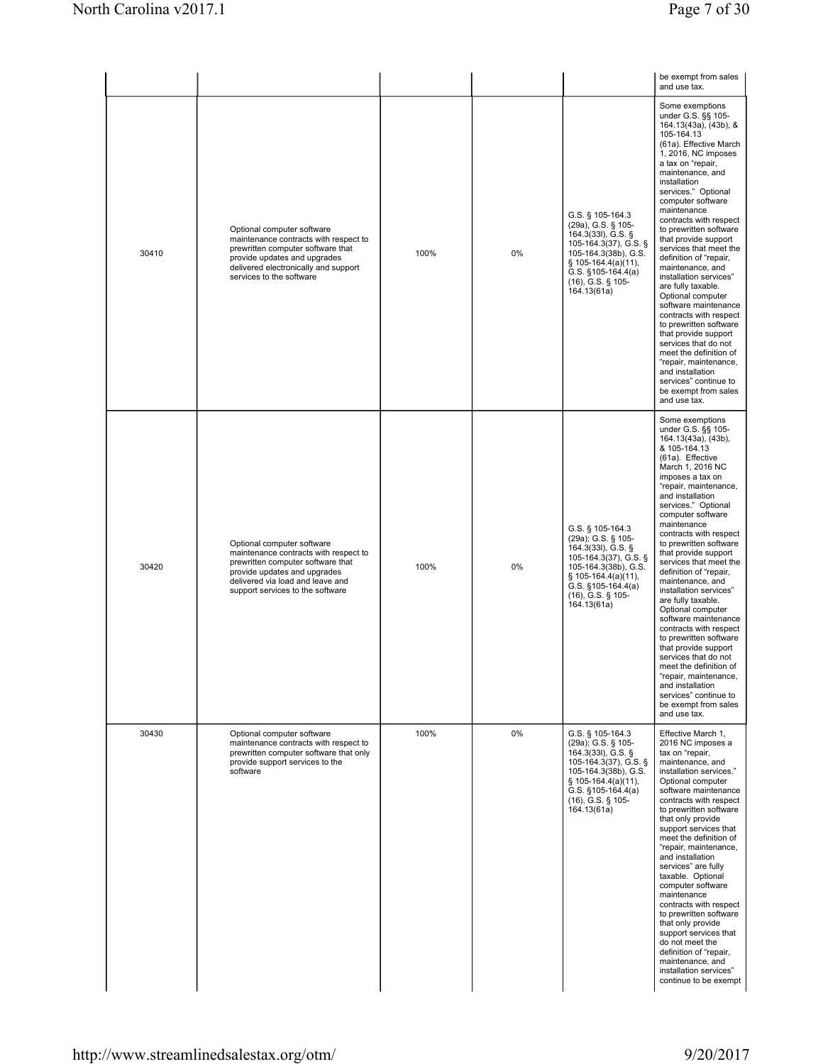| | | | | | |
|---|---|---|---|---|---|
| | | | | | be exempt from sales and use tax. |
| 30410 | Optional computer software maintenance contracts with respect to prewritten computer software that provide updates and upgrades delivered electronically and support services to the software | 100% | 0% | G.S. § 105-164.3 (29a), G.S. § 105-164.3(33l), G.S. § 105-164.3(37), G.S. § 105-164.3(38b), G.S. § 105-164.4(a)(11), G.S. §105-164.4(a)(16), G.S. § 105-164.13(61a) | Some exemptions under G.S. §§ 105-164.13(43a), (43b), & 105-164.13 (61a). Effective March 1, 2016, NC imposes a tax on "repair, maintenance, and installation services." Optional computer software maintenance contracts with respect to prewritten software that provide support services that meet the definition of "repair, maintenance, and installation services" are fully taxable. Optional computer software maintenance contracts with respect to prewritten software that provide support services that do not meet the definition of "repair, maintenance, and installation services" continue to be exempt from sales and use tax. |
| 30420 | Optional computer software maintenance contracts with respect to prewritten computer software that provide updates and upgrades delivered via load and leave and support services to the software | 100% | 0% | G.S. § 105-164.3 (29a); G.S. § 105-164.3(33l), G.S. § 105-164.3(37), G.S. § 105-164.3(38b), G.S. § 105-164.4(a)(11), G.S. §105-164.4(a)(16), G.S. § 105-164.13(61a) | Some exemptions under G.S. §§ 105-164.13(43a), (43b), & 105-164.13 (61a). Effective March 1, 2016 NC imposes a tax on "repair, maintenance, and installation services." Optional computer software maintenance contracts with respect to prewritten software that provide support services that meet the definition of "repair, maintenance, and installation services" are fully taxable. Optional computer software maintenance contracts with respect to prewritten software that provide support services that do not meet the definition of "repair, maintenance, and installation services" continue to be exempt from sales and use tax. |
| 30430 | Optional computer software maintenance contracts with respect to prewritten computer software that only provide support services to the software | 100% | 0% | G.S. § 105-164.3 (29a); G.S. § 105-164.3(33l), G.S. § 105-164.3(37), G.S. § 105-164.3(38b), G.S. § 105-164.4(a)(11), G.S. §105-164.4(a)(16), G.S. § 105-164.13(61a) | Effective March 1, 2016 NC imposes a tax on "repair, maintenance, and installation services." Optional computer software maintenance contracts with respect to prewritten software that only provide support services that meet the definition of "repair, maintenance, and installation services" are fully taxable. Optional computer software maintenance contracts with respect to prewritten software that only provide support services that do not meet the definition of "repair, maintenance, and installation services" continue to be exempt |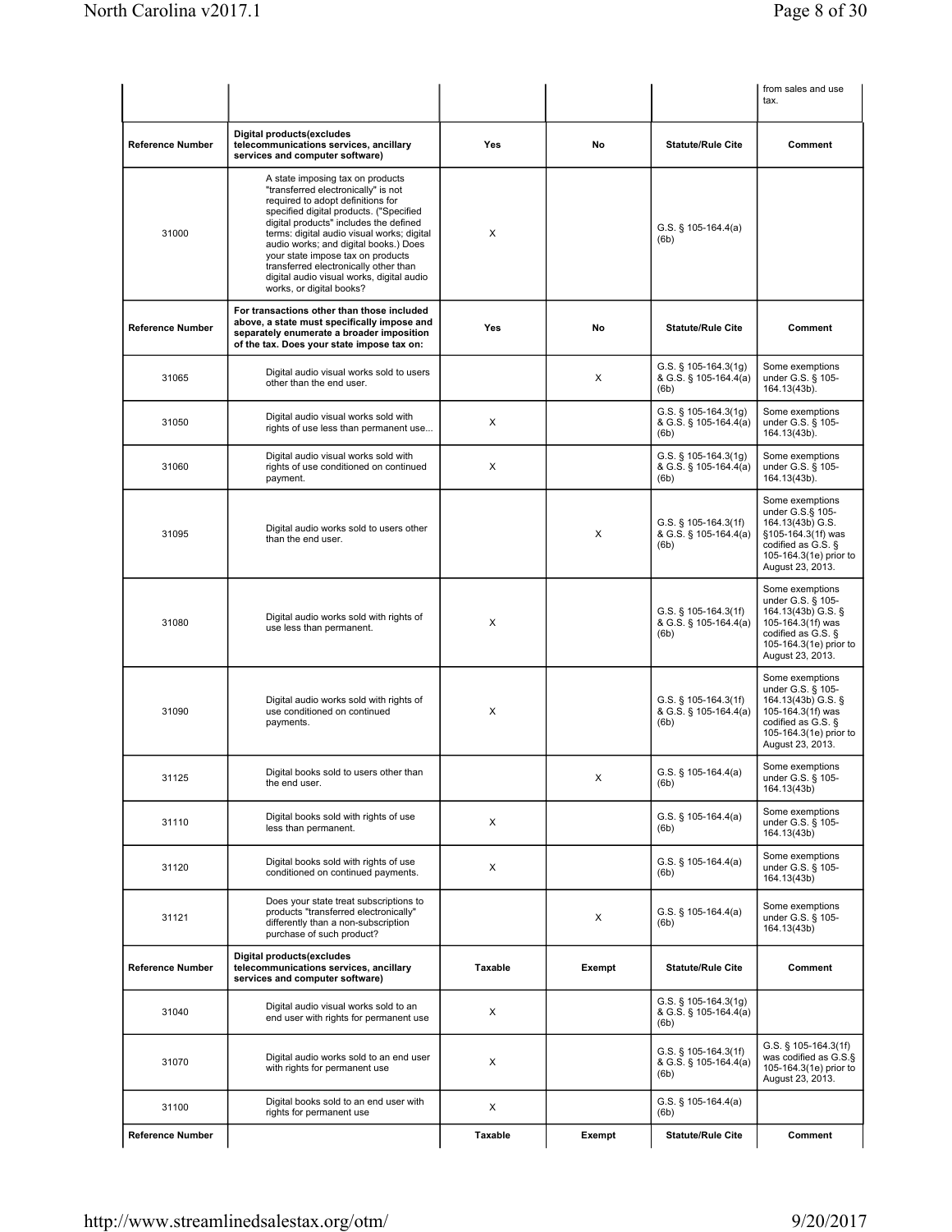| | | | | | from sales and use tax. |
|---|---|---|---|---|---|
| **Reference Number** | **Digital products(excludes telecommunications services, ancillary services and computer software)** | **Yes** | **No** | **Statute/Rule Cite** | **Comment** |
| 31000 | A state imposing tax on products "transferred electronically" is not required to adopt definitions for specified digital products. ("Specified digital products" includes the defined terms: digital audio visual works; digital audio works; and digital books.) Does your state impose tax on products transferred electronically other than digital audio visual works, digital audio works, or digital books? | X | | G.S. § 105-164.4(a)(6b) | |
| **Reference Number** | **For transactions other than those included above, a state must specifically impose and separately enumerate a broader imposition of the tax. Does your state impose tax on:** | **Yes** | **No** | **Statute/Rule Cite** | **Comment** |
| 31065 | Digital audio visual works sold to users other than the end user. | | X | G.S. § 105-164.3(1g) & G.S. § 105-164.4(a)(6b) | Some exemptions under G.S. § 105-164.13(43b). |
| 31050 | Digital audio visual works sold with rights of use less than permanent use... | X | | G.S. § 105-164.3(1g) & G.S. § 105-164.4(a)(6b) | Some exemptions under G.S. § 105-164.13(43b). |
| 31060 | Digital audio visual works sold with rights of use conditioned on continued payment. | X | | G.S. § 105-164.3(1g) & G.S. § 105-164.4(a)(6b) | Some exemptions under G.S. § 105-164.13(43b). |
| 31095 | Digital audio works sold to users other than the end user. | | X | G.S. § 105-164.3(1f) & G.S. § 105-164.4(a)(6b) | Some exemptions under G.S.§ 105-164.13(43b) G.S. §105-164.3(1f) was codified as G.S. § 105-164.3(1e) prior to August 23, 2013. |
| 31080 | Digital audio works sold with rights of use less than permanent. | X | | G.S. § 105-164.3(1f) & G.S. § 105-164.4(a)(6b) | Some exemptions under G.S. § 105-164.13(43b) G.S. § 105-164.3(1f) was codified as G.S. § 105-164.3(1e) prior to August 23, 2013. |
| 31090 | Digital audio works sold with rights of use conditioned on continued payments. | X | | G.S. § 105-164.3(1f) & G.S. § 105-164.4(a)(6b) | Some exemptions under G.S. § 105-164.13(43b) G.S. § 105-164.3(1f) was codified as G.S. § 105-164.3(1e) prior to August 23, 2013. |
| 31125 | Digital books sold to users other than the end user. | | X | G.S. § 105-164.4(a)(6b) | Some exemptions under G.S. § 105-164.13(43b) |
| 31110 | Digital books sold with rights of use less than permanent. | X | | G.S. § 105-164.4(a)(6b) | Some exemptions under G.S. § 105-164.13(43b) |
| 31120 | Digital books sold with rights of use conditioned on continued payments. | X | | G.S. § 105-164.4(a)(6b) | Some exemptions under G.S. § 105-164.13(43b) |
| 31121 | Does your state treat subscriptions to products "transferred electronically" differently than a non-subscription purchase of such product? | | X | G.S. § 105-164.4(a)(6b) | Some exemptions under G.S. § 105-164.13(43b) |
| **Reference Number** | **Digital products(excludes telecommunications services, ancillary services and computer software)** | **Taxable** | **Exempt** | **Statute/Rule Cite** | **Comment** |
| 31040 | Digital audio visual works sold to an end user with rights for permanent use | X | | G.S. § 105-164.3(1g) & G.S. § 105-164.4(a)(6b) | |
| 31070 | Digital audio works sold to an end user with rights for permanent use | X | | G.S. § 105-164.3(1f) & G.S. § 105-164.4(a)(6b) | G.S. § 105-164.3(1f) was codified as G.S.§ 105-164.3(1e) prior to August 23, 2013. |
| 31100 | Digital books sold to an end user with rights for permanent use | X | | G.S. § 105-164.4(a)(6b) | |
| **Reference Number** | | **Taxable** | **Exempt** | **Statute/Rule Cite** | **Comment** |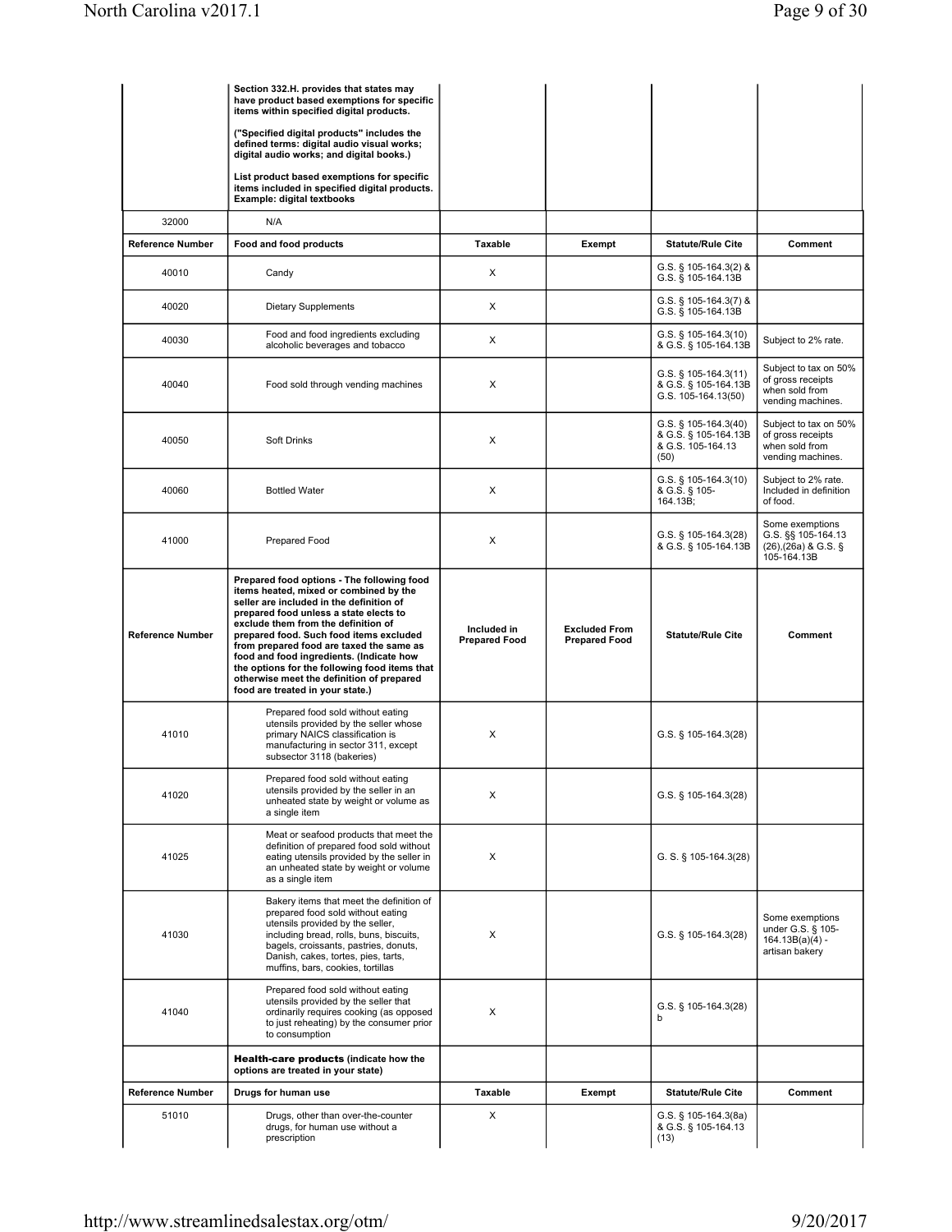| | | | | | |
|---|---|---|---|---|---|
| | **Section 332.H. provides that states may have product based exemptions for specific items within specified digital products.** **("Specified digital products" includes the defined terms: digital audio visual works; digital audio works; and digital books.)** **List product based exemptions for specific items included in specified digital products. Example: digital textbooks** | | | | |
| 32000 | N/A | | | | |
| **Reference Number** | **Food and food products** | **Taxable** | **Exempt** | **Statute/Rule Cite** | **Comment** |
| 40010 | Candy | X | | G.S. § 105-164.3(2) & G.S. § 105-164.13B | |
| 40020 | Dietary Supplements | X | | G.S. § 105-164.3(7) & G.S. § 105-164.13B | |
| 40030 | Food and food ingredients excluding alcoholic beverages and tobacco | X | | G.S. § 105-164.3(10) & G.S. § 105-164.13B | Subject to 2% rate. |
| 40040 | Food sold through vending machines | X | | G.S. § 105-164.3(11) & G.S. § 105-164.13B G.S. 105-164.13(50) | Subject to tax on 50% of gross receipts when sold from vending machines. |
| 40050 | Soft Drinks | X | | G.S. § 105-164.3(40) & G.S. § 105-164.13B & G.S. 105-164.13 (50) | Subject to tax on 50% of gross receipts when sold from vending machines. |
| 40060 | Bottled Water | X | | G.S. § 105-164.3(10) & G.S. § 105-164.13B; | Subject to 2% rate. Included in definition of food. |
| 41000 | Prepared Food | X | | G.S. § 105-164.3(28) & G.S. § 105-164.13B | Some exemptions G.S. §§ 105-164.13 (26),(26a) & G.S. § 105-164.13B |
| **Reference Number** | **Prepared food options - The following food items heated, mixed or combined by the seller are included in the definition of prepared food unless a state elects to exclude them from the definition of prepared food. Such food items excluded from prepared food are taxed the same as food and food ingredients. (Indicate how the options for the following food items that otherwise meet the definition of prepared food are treated in your state.)** | **Included in Prepared Food** | **Excluded From Prepared Food** | **Statute/Rule Cite** | **Comment** |
| 41010 | Prepared food sold without eating utensils provided by the seller whose primary NAICS classification is manufacturing in sector 311, except subsector 3118 (bakeries) | X | | G.S. § 105-164.3(28) | |
| 41020 | Prepared food sold without eating utensils provided by the seller in an unheated state by weight or volume as a single item | X | | G.S. § 105-164.3(28) | |
| 41025 | Meat or seafood products that meet the definition of prepared food sold without eating utensils provided by the seller in an unheated state by weight or volume as a single item | X | | G. S. § 105-164.3(28) | |
| 41030 | Bakery items that meet the definition of prepared food sold without eating utensils provided by the seller, including bread, rolls, buns, biscuits, bagels, croissants, pastries, donuts, Danish, cakes, tortes, pies, tarts, muffins, bars, cookies, tortillas | X | | G.S. § 105-164.3(28) | Some exemptions under G.S. § 105-164.13B(a)(4) - artisan bakery |
| 41040 | Prepared food sold without eating utensils provided by the seller that ordinarily requires cooking (as opposed to just reheating) by the consumer prior to consumption | X | | G.S. § 105-164.3(28) b | |
| | **Health-care products (indicate how the options are treated in your state)** | | | | |
| **Reference Number** | **Drugs for human use** | **Taxable** | **Exempt** | **Statute/Rule Cite** | **Comment** |
| 51010 | Drugs, other than over-the-counter drugs, for human use without a prescription | X | | G.S. § 105-164.3(8a) & G.S. § 105-164.13 (13) | |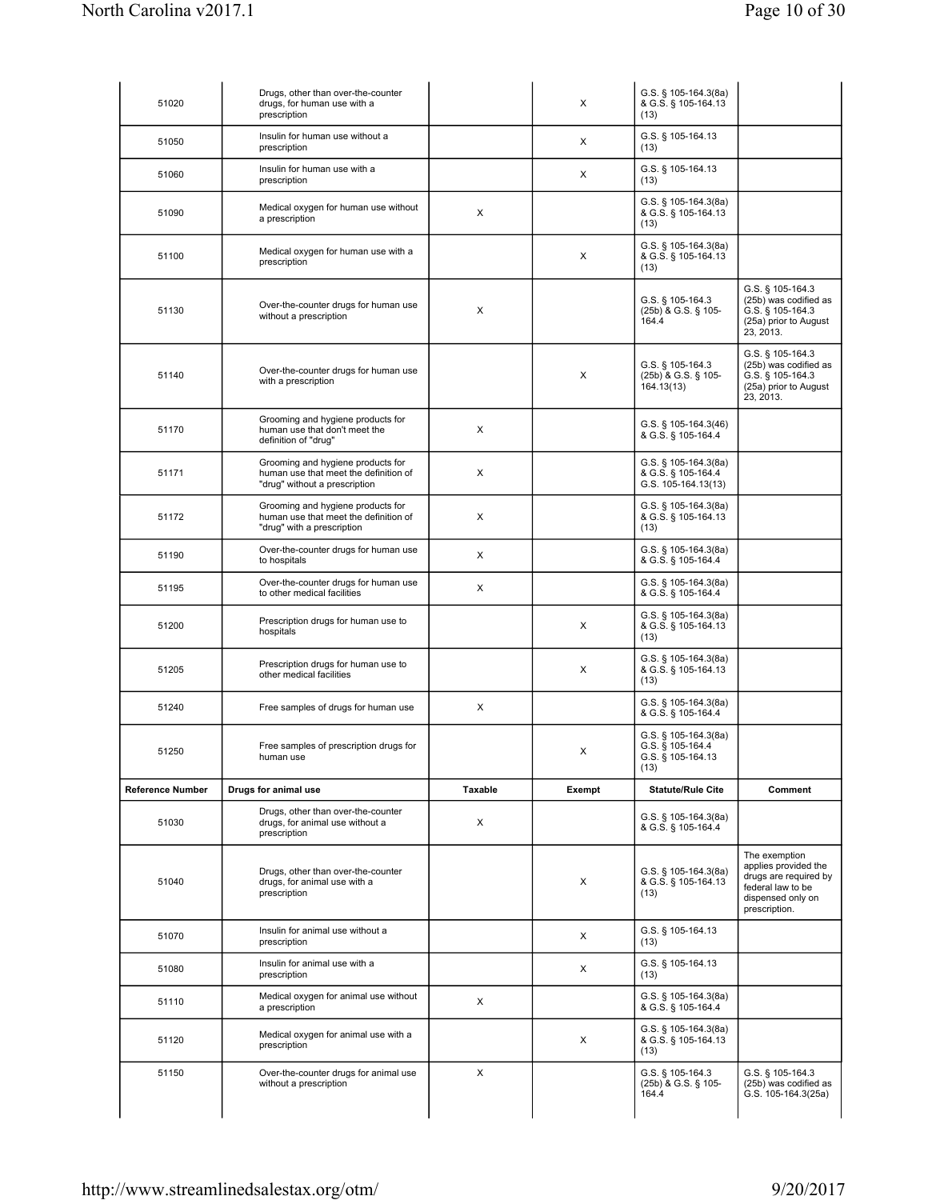| | | | | | |
|---|---|---|---|---|---|
| 51020 | Drugs, other than over-the-counter drugs, for human use with a prescription | | X | G.S. § 105-164.3(8a) & G.S. § 105-164.13 (13) | |
| 51050 | Insulin for human use without a prescription | | X | G.S. § 105-164.13 (13) | |
| 51060 | Insulin for human use with a prescription | | X | G.S. § 105-164.13 (13) | |
| 51090 | Medical oxygen for human use without a prescription | X | | G.S. § 105-164.3(8a) & G.S. § 105-164.13 (13) | |
| 51100 | Medical oxygen for human use with a prescription | | X | G.S. § 105-164.3(8a) & G.S. § 105-164.13 (13) | |
| 51130 | Over-the-counter drugs for human use without a prescription | X | | G.S. § 105-164.3 (25b) & G.S. § 105-164.4 | G.S. § 105-164.3 (25b) was codified as G.S. § 105-164.3 (25a) prior to August 23, 2013. |
| 51140 | Over-the-counter drugs for human use with a prescription | | X | G.S. § 105-164.3 (25b) & G.S. § 105-164.13(13) | G.S. § 105-164.3 (25b) was codified as G.S. § 105-164.3 (25a) prior to August 23, 2013. |
| 51170 | Grooming and hygiene products for human use that don't meet the definition of "drug" | X | | G.S. § 105-164.3(46) & G.S. § 105-164.4 | |
| 51171 | Grooming and hygiene products for human use that meet the definition of "drug" without a prescription | X | | G.S. § 105-164.3(8a) & G.S. § 105-164.4 G.S. 105-164.13(13) | |
| 51172 | Grooming and hygiene products for human use that meet the definition of "drug" with a prescription | X | | G.S. § 105-164.3(8a) & G.S. § 105-164.13 (13) | |
| 51190 | Over-the-counter drugs for human use to hospitals | X | | G.S. § 105-164.3(8a) & G.S. § 105-164.4 | |
| 51195 | Over-the-counter drugs for human use to other medical facilities | X | | G.S. § 105-164.3(8a) & G.S. § 105-164.4 | |
| 51200 | Prescription drugs for human use to hospitals | | X | G.S. § 105-164.3(8a) & G.S. § 105-164.13 (13) | |
| 51205 | Prescription drugs for human use to other medical facilities | | X | G.S. § 105-164.3(8a) & G.S. § 105-164.13 (13) | |
| 51240 | Free samples of drugs for human use | X | | G.S. § 105-164.3(8a) & G.S. § 105-164.4 | |
| 51250 | Free samples of prescription drugs for human use | | X | G.S. § 105-164.3(8a) G.S. § 105-164.4 G.S. § 105-164.13 (13) | |
| **Reference Number** | **Drugs for animal use** | **Taxable** | **Exempt** | **Statute/Rule Cite** | **Comment** |
| 51030 | Drugs, other than over-the-counter drugs, for animal use without a prescription | X | | G.S. § 105-164.3(8a) & G.S. § 105-164.4 | |
| 51040 | Drugs, other than over-the-counter drugs, for animal use with a prescription | | X | G.S. § 105-164.3(8a) & G.S. § 105-164.13 (13) | The exemption applies provided the drugs are required by federal law to be dispensed only on prescription. |
| 51070 | Insulin for animal use without a prescription | | X | G.S. § 105-164.13 (13) | |
| 51080 | Insulin for animal use with a prescription | | X | G.S. § 105-164.13 (13) | |
| 51110 | Medical oxygen for animal use without a prescription | X | | G.S. § 105-164.3(8a) & G.S. § 105-164.4 | |
| 51120 | Medical oxygen for animal use with a prescription | | X | G.S. § 105-164.3(8a) & G.S. § 105-164.13 (13) | |
| 51150 | Over-the-counter drugs for animal use without a prescription | X | | G.S. § 105-164.3 (25b) & G.S. § 105-164.4 | G.S. § 105-164.3 (25b) was codified as G.S. 105-164.3(25a) |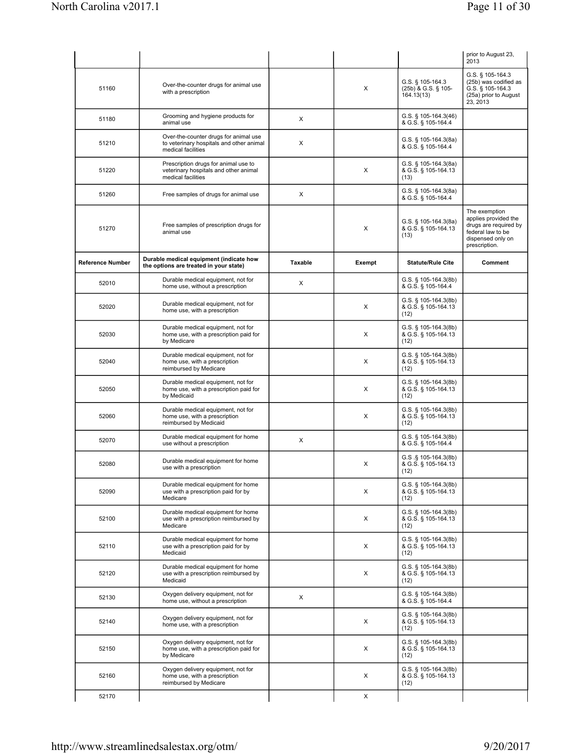| | | | | | prior to August 23, 2013 |
|---|---|---|---|---|---|
| 51160 | Over-the-counter drugs for animal use with a prescription | | X | G.S. § 105-164.3 (25b) & G.S. § 105-164.13(13) | G.S. § 105-164.3 (25b) was codified as G.S. § 105-164.3 (25a) prior to August 23, 2013 |
| 51180 | Grooming and hygiene products for animal use | X | | G.S. § 105-164.3(46) & G.S. § 105-164.4 | |
| 51210 | Over-the-counter drugs for animal use to veterinary hospitals and other animal medical facilities | X | | G.S. § 105-164.3(8a) & G.S. § 105-164.4 | |
| 51220 | Prescription drugs for animal use to veterinary hospitals and other animal medical facilities | | X | G.S. § 105-164.3(8a) & G.S. § 105-164.13 (13) | |
| 51260 | Free samples of drugs for animal use | X | | G.S. § 105-164.3(8a) & G.S. § 105-164.4 | |
| 51270 | Free samples of prescription drugs for animal use | | X | G.S. § 105-164.3(8a) & G.S. § 105-164.13 (13) | The exemption applies provided the drugs are required by federal law to be dispensed only on prescription. |
| **Reference Number** | **Durable medical equipment (indicate how the options are treated in your state)** | **Taxable** | **Exempt** | **Statute/Rule Cite** | **Comment** |
| 52010 | Durable medical equipment, not for home use, without a prescription | X | | G.S. § 105-164.3(8b) & G.S. § 105-164.4 | |
| 52020 | Durable medical equipment, not for home use, with a prescription | | X | G.S. § 105-164.3(8b) & G.S. § 105-164.13 (12) | |
| 52030 | Durable medical equipment, not for home use, with a prescription paid for by Medicare | | X | G.S. § 105-164.3(8b) & G.S. § 105-164.13 (12) | |
| 52040 | Durable medical equipment, not for home use, with a prescription reimbursed by Medicare | | X | G.S. § 105-164.3(8b) & G.S. § 105-164.13 (12) | |
| 52050 | Durable medical equipment, not for home use, with a prescription paid for by Medicaid | | X | G.S. § 105-164.3(8b) & G.S. § 105-164.13 (12) | |
| 52060 | Durable medical equipment, not for home use, with a prescription reimbursed by Medicaid | | X | G.S. § 105-164.3(8b) & G.S. § 105-164.13 (12) | |
| 52070 | Durable medical equipment for home use without a prescription | X | | G.S. § 105-164.3(8b) & G.S. § 105-164.4 | |
| 52080 | Durable medical equipment for home use with a prescription | | X | G.S .§ 105-164.3(8b) & G.S. § 105-164.13 (12) | |
| 52090 | Durable medical equipment for home use with a prescription paid for by Medicare | | X | G.S. § 105-164.3(8b) & G.S. § 105-164.13 (12) | |
| 52100 | Durable medical equipment for home use with a prescription reimbursed by Medicare | | X | G.S. § 105-164.3(8b) & G.S. § 105-164.13 (12) | |
| 52110 | Durable medical equipment for home use with a prescription paid for by Medicaid | | X | G.S. § 105-164.3(8b) & G.S. § 105-164.13 (12) | |
| 52120 | Durable medical equipment for home use with a prescription reimbursed by Medicaid | | X | G.S. § 105-164.3(8b) & G.S. § 105-164.13 (12) | |
| 52130 | Oxygen delivery equipment, not for home use, without a prescription | X | | G.S. § 105-164.3(8b) & G.S. § 105-164.4 | |
| 52140 | Oxygen delivery equipment, not for home use, with a prescription | | X | G.S. § 105-164.3(8b) & G.S. § 105-164.13 (12) | |
| 52150 | Oxygen delivery equipment, not for home use, with a prescription paid for by Medicare | | X | G.S. § 105-164.3(8b) & G.S. § 105-164.13 (12) | |
| 52160 | Oxygen delivery equipment, not for home use, with a prescription reimbursed by Medicare | | X | G.S. § 105-164.3(8b) & G.S. § 105-164.13 (12) | |
| 52170 | | | X | | |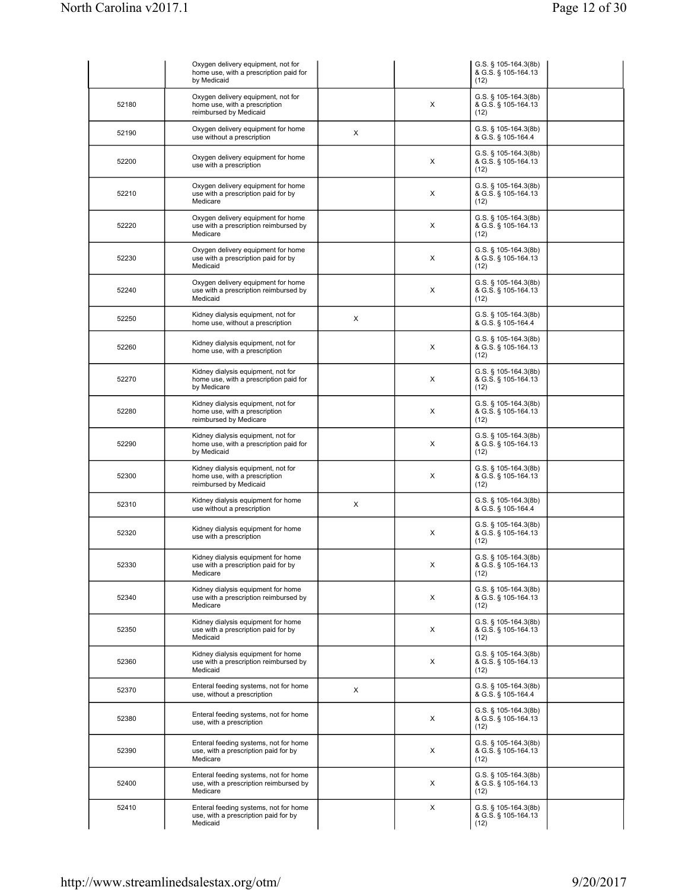| | | | | | |
|---|---|---|---|---|---|
| | Oxygen delivery equipment, not for home use, with a prescription paid for by Medicaid | | | G.S. § 105-164.3(8b) & G.S. § 105-164.13 (12) | |
| 52180 | Oxygen delivery equipment, not for home use, with a prescription reimbursed by Medicaid | | X | G.S. § 105-164.3(8b) & G.S. § 105-164.13 (12) | |
| 52190 | Oxygen delivery equipment for home use without a prescription | X | | G.S. § 105-164.3(8b) & G.S. § 105-164.4 | |
| 52200 | Oxygen delivery equipment for home use with a prescription | | X | G.S. § 105-164.3(8b) & G.S. § 105-164.13 (12) | |
| 52210 | Oxygen delivery equipment for home use with a prescription paid for by Medicare | | X | G.S. § 105-164.3(8b) & G.S. § 105-164.13 (12) | |
| 52220 | Oxygen delivery equipment for home use with a prescription reimbursed by Medicare | | X | G.S. § 105-164.3(8b) & G.S. § 105-164.13 (12) | |
| 52230 | Oxygen delivery equipment for home use with a prescription paid for by Medicaid | | X | G.S. § 105-164.3(8b) & G.S. § 105-164.13 (12) | |
| 52240 | Oxygen delivery equipment for home use with a prescription reimbursed by Medicaid | | X | G.S. § 105-164.3(8b) & G.S. § 105-164.13 (12) | |
| 52250 | Kidney dialysis equipment, not for home use, without a prescription | X | | G.S. § 105-164.3(8b) & G.S. § 105-164.4 | |
| 52260 | Kidney dialysis equipment, not for home use, with a prescription | | X | G.S. § 105-164.3(8b) & G.S. § 105-164.13 (12) | |
| 52270 | Kidney dialysis equipment, not for home use, with a prescription paid for by Medicare | | X | G.S. § 105-164.3(8b) & G.S. § 105-164.13 (12) | |
| 52280 | Kidney dialysis equipment, not for home use, with a prescription reimbursed by Medicare | | X | G.S. § 105-164.3(8b) & G.S. § 105-164.13 (12) | |
| 52290 | Kidney dialysis equipment, not for home use, with a prescription paid for by Medicaid | | X | G.S. § 105-164.3(8b) & G.S. § 105-164.13 (12) | |
| 52300 | Kidney dialysis equipment, not for home use, with a prescription reimbursed by Medicaid | | X | G.S. § 105-164.3(8b) & G.S. § 105-164.13 (12) | |
| 52310 | Kidney dialysis equipment for home use without a prescription | X | | G.S. § 105-164.3(8b) & G.S. § 105-164.4 | |
| 52320 | Kidney dialysis equipment for home use with a prescription | | X | G.S. § 105-164.3(8b) & G.S. § 105-164.13 (12) | |
| 52330 | Kidney dialysis equipment for home use with a prescription paid for by Medicare | | X | G.S. § 105-164.3(8b) & G.S. § 105-164.13 (12) | |
| 52340 | Kidney dialysis equipment for home use with a prescription reimbursed by Medicare | | X | G.S. § 105-164.3(8b) & G.S. § 105-164.13 (12) | |
| 52350 | Kidney dialysis equipment for home use with a prescription paid for by Medicaid | | X | G.S. § 105-164.3(8b) & G.S. § 105-164.13 (12) | |
| 52360 | Kidney dialysis equipment for home use with a prescription reimbursed by Medicaid | | X | G.S. § 105-164.3(8b) & G.S. § 105-164.13 (12) | |
| 52370 | Enteral feeding systems, not for home use, without a prescription | X | | G.S. § 105-164.3(8b) & G.S. § 105-164.4 | |
| 52380 | Enteral feeding systems, not for home use, with a prescription | | X | G.S. § 105-164.3(8b) & G.S. § 105-164.13 (12) | |
| 52390 | Enteral feeding systems, not for home use, with a prescription paid for by Medicare | | X | G.S. § 105-164.3(8b) & G.S. § 105-164.13 (12) | |
| 52400 | Enteral feeding systems, not for home use, with a prescription reimbursed by Medicare | | X | G.S. § 105-164.3(8b) & G.S. § 105-164.13 (12) | |
| 52410 | Enteral feeding systems, not for home use, with a prescription paid for by Medicaid | | X | G.S. § 105-164.3(8b) & G.S. § 105-164.13 (12) | |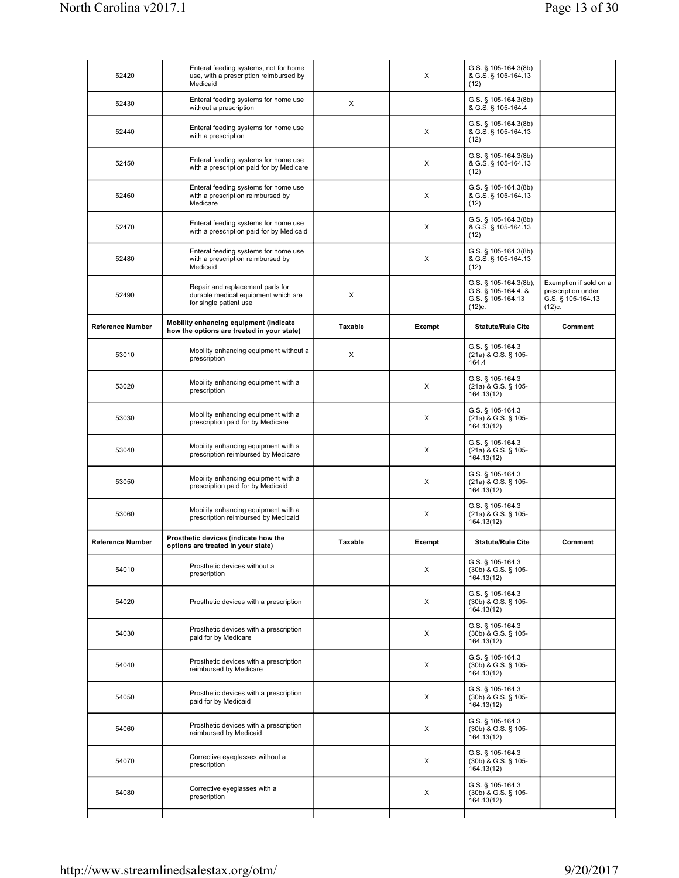| | | | | | |
|---|---|---|---|---|---|
| 52420 | Enteral feeding systems, not for home use, with a prescription reimbursed by Medicaid | | X | G.S. § 105-164.3(8b) & G.S. § 105-164.13 (12) | |
| 52430 | Enteral feeding systems for home use without a prescription | X | | G.S. § 105-164.3(8b) & G.S. § 105-164.4 | |
| 52440 | Enteral feeding systems for home use with a prescription | | X | G.S. § 105-164.3(8b) & G.S. § 105-164.13 (12) | |
| 52450 | Enteral feeding systems for home use with a prescription paid for by Medicare | | X | G.S. § 105-164.3(8b) & G.S. § 105-164.13 (12) | |
| 52460 | Enteral feeding systems for home use with a prescription reimbursed by Medicare | | X | G.S. § 105-164.3(8b) & G.S. § 105-164.13 (12) | |
| 52470 | Enteral feeding systems for home use with a prescription paid for by Medicaid | | X | G.S. § 105-164.3(8b) & G.S. § 105-164.13 (12) | |
| 52480 | Enteral feeding systems for home use with a prescription reimbursed by Medicaid | | X | G.S. § 105-164.3(8b) & G.S. § 105-164.13 (12) | |
| 52490 | Repair and replacement parts for durable medical equipment which are for single patient use | X | | G.S. § 105-164.3(8b), G.S. § 105-164.4. & G.S. § 105-164.13 (12)c. | Exemption if sold on a prescription under G.S. § 105-164.13 (12)c. |
| **Reference Number** | **Mobility enhancing equipment (indicate how the options are treated in your state)** | **Taxable** | **Exempt** | **Statute/Rule Cite** | **Comment** |
| 53010 | Mobility enhancing equipment without a prescription | X | | G.S. § 105-164.3 (21a) & G.S. § 105-164.4 | |
| 53020 | Mobility enhancing equipment with a prescription | | X | G.S. § 105-164.3 (21a) & G.S. § 105-164.13(12) | |
| 53030 | Mobility enhancing equipment with a prescription paid for by Medicare | | X | G.S. § 105-164.3 (21a) & G.S. § 105-164.13(12) | |
| 53040 | Mobility enhancing equipment with a prescription reimbursed by Medicare | | X | G.S. § 105-164.3 (21a) & G.S. § 105-164.13(12) | |
| 53050 | Mobility enhancing equipment with a prescription paid for by Medicaid | | X | G.S. § 105-164.3 (21a) & G.S. § 105-164.13(12) | |
| 53060 | Mobility enhancing equipment with a prescription reimbursed by Medicaid | | X | G.S. § 105-164.3 (21a) & G.S. § 105-164.13(12) | |
| **Reference Number** | **Prosthetic devices (indicate how the options are treated in your state)** | **Taxable** | **Exempt** | **Statute/Rule Cite** | **Comment** |
| 54010 | Prosthetic devices without a prescription | | X | G.S. § 105-164.3 (30b) & G.S. § 105-164.13(12) | |
| 54020 | Prosthetic devices with a prescription | | X | G.S. § 105-164.3 (30b) & G.S. § 105-164.13(12) | |
| 54030 | Prosthetic devices with a prescription paid for by Medicare | | X | G.S. § 105-164.3 (30b) & G.S. § 105-164.13(12) | |
| 54040 | Prosthetic devices with a prescription reimbursed by Medicare | | X | G.S. § 105-164.3 (30b) & G.S. § 105-164.13(12) | |
| 54050 | Prosthetic devices with a prescription paid for by Medicaid | | X | G.S. § 105-164.3 (30b) & G.S. § 105-164.13(12) | |
| 54060 | Prosthetic devices with a prescription reimbursed by Medicaid | | X | G.S. § 105-164.3 (30b) & G.S. § 105-164.13(12) | |
| 54070 | Corrective eyeglasses without a prescription | | X | G.S. § 105-164.3 (30b) & G.S. § 105-164.13(12) | |
| 54080 | Corrective eyeglasses with a prescription | | X | G.S. § 105-164.3 (30b) & G.S. § 105-164.13(12) | |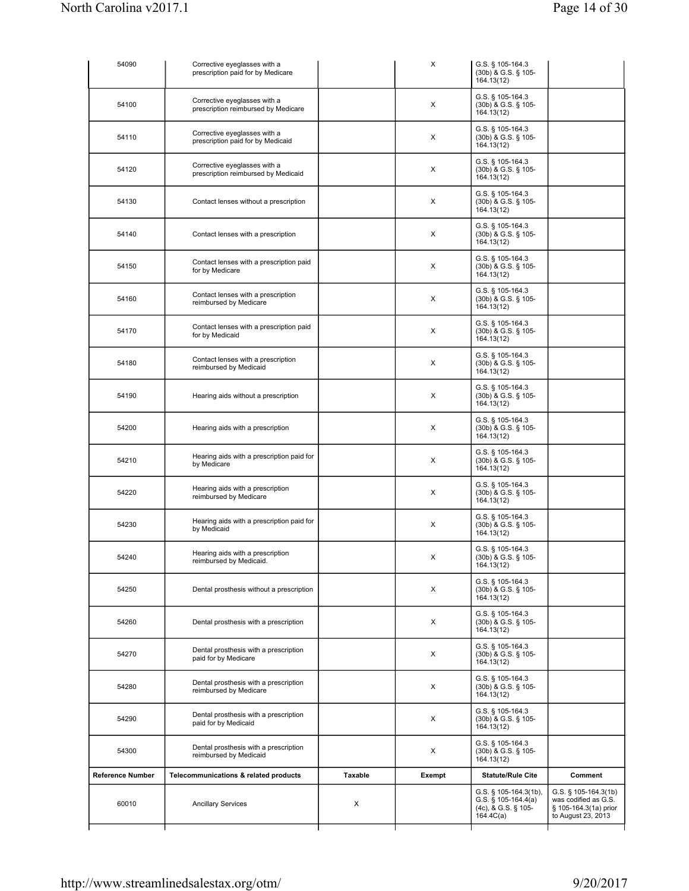| | | | | | |
|---|---|---|---|---|---|
| 54090 | Corrective eyeglasses with a prescription paid for by Medicare | | X | G.S. § 105-164.3 (30b) & G.S. § 105-164.13(12) | |
| 54100 | Corrective eyeglasses with a prescription reimbursed by Medicare | | X | G.S. § 105-164.3 (30b) & G.S. § 105-164.13(12) | |
| 54110 | Corrective eyeglasses with a prescription paid for by Medicaid | | X | G.S. § 105-164.3 (30b) & G.S. § 105-164.13(12) | |
| 54120 | Corrective eyeglasses with a prescription reimbursed by Medicaid | | X | G.S. § 105-164.3 (30b) & G.S. § 105-164.13(12) | |
| 54130 | Contact lenses without a prescription | | X | G.S. § 105-164.3 (30b) & G.S. § 105-164.13(12) | |
| 54140 | Contact lenses with a prescription | | X | G.S. § 105-164.3 (30b) & G.S. § 105-164.13(12) | |
| 54150 | Contact lenses with a prescription paid for by Medicare | | X | G.S. § 105-164.3 (30b) & G.S. § 105-164.13(12) | |
| 54160 | Contact lenses with a prescription reimbursed by Medicare | | X | G.S. § 105-164.3 (30b) & G.S. § 105-164.13(12) | |
| 54170 | Contact lenses with a prescription paid for by Medicaid | | X | G.S. § 105-164.3 (30b) & G.S. § 105-164.13(12) | |
| 54180 | Contact lenses with a prescription reimbursed by Medicaid | | X | G.S. § 105-164.3 (30b) & G.S. § 105-164.13(12) | |
| 54190 | Hearing aids without a prescription | | X | G.S. § 105-164.3 (30b) & G.S. § 105-164.13(12) | |
| 54200 | Hearing aids with a prescription | | X | G.S. § 105-164.3 (30b) & G.S. § 105-164.13(12) | |
| 54210 | Hearing aids with a prescription paid for by Medicare | | X | G.S. § 105-164.3 (30b) & G.S. § 105-164.13(12) | |
| 54220 | Hearing aids with a prescription reimbursed by Medicare | | X | G.S. § 105-164.3 (30b) & G.S. § 105-164.13(12) | |
| 54230 | Hearing aids with a prescription paid for by Medicaid | | X | G.S. § 105-164.3 (30b) & G.S. § 105-164.13(12) | |
| 54240 | Hearing aids with a prescription reimbursed by Medicaid. | | X | G.S. § 105-164.3 (30b) & G.S. § 105-164.13(12) | |
| 54250 | Dental prosthesis without a prescription | | X | G.S. § 105-164.3 (30b) & G.S. § 105-164.13(12) | |
| 54260 | Dental prosthesis with a prescription | | X | G.S. § 105-164.3 (30b) & G.S. § 105-164.13(12) | |
| 54270 | Dental prosthesis with a prescription paid for by Medicare | | X | G.S. § 105-164.3 (30b) & G.S. § 105-164.13(12) | |
| 54280 | Dental prosthesis with a prescription reimbursed by Medicare | | X | G.S. § 105-164.3 (30b) & G.S. § 105-164.13(12) | |
| 54290 | Dental prosthesis with a prescription paid for by Medicaid | | X | G.S. § 105-164.3 (30b) & G.S. § 105-164.13(12) | |
| 54300 | Dental prosthesis with a prescription reimbursed by Medicaid | | X | G.S. § 105-164.3 (30b) & G.S. § 105-164.13(12) | |
| **Reference Number** | **Telecommunications & related products** | **Taxable** | **Exempt** | **Statute/Rule Cite** | **Comment** |
| 60010 | Ancillary Services | X | | G.S. § 105-164.3(1b), G.S. § 105-164.4(a)(4c), & G.S. § 105-164.4C(a) | G.S. § 105-164.3(1b) was codified as G.S. § 105-164.3(1a) prior to August 23, 2013 |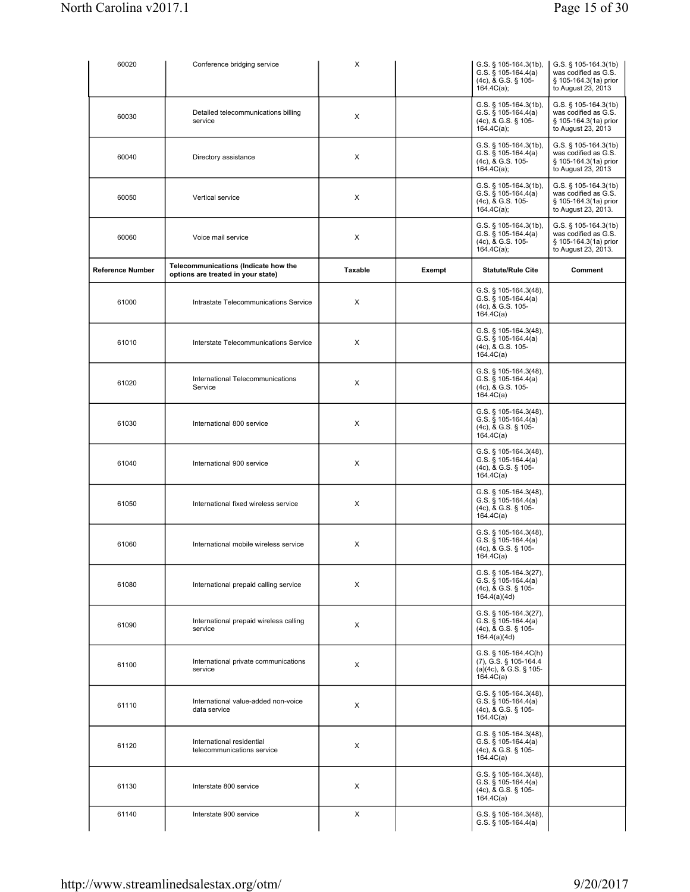| | | | | | |
|---|---|---|---|---|---|
| 60020 | Conference bridging service | X | | G.S. § 105-164.3(1b), G.S. § 105-164.4(a)(4c), & G.S. § 105-164.4C(a); | G.S. § 105-164.3(1b) was codified as G.S. § 105-164.3(1a) prior to August 23, 2013 |
| 60030 | Detailed telecommunications billing service | X | | G.S. § 105-164.3(1b), G.S. § 105-164.4(a)(4c), & G.S. § 105-164.4C(a); | G.S. § 105-164.3(1b) was codified as G.S. § 105-164.3(1a) prior to August 23, 2013 |
| 60040 | Directory assistance | X | | G.S. § 105-164.3(1b), G.S. § 105-164.4(a)(4c), & G.S. 105-164.4C(a); | G.S. § 105-164.3(1b) was codified as G.S. § 105-164.3(1a) prior to August 23, 2013 |
| 60050 | Vertical service | X | | G.S. § 105-164.3(1b), G.S. § 105-164.4(a)(4c), & G.S. 105-164.4C(a); | G.S. § 105-164.3(1b) was codified as G.S. § 105-164.3(1a) prior to August 23, 2013. |
| 60060 | Voice mail service | X | | G.S. § 105-164.3(1b), G.S. § 105-164.4(a)(4c), & G.S. 105-164.4C(a); | G.S. § 105-164.3(1b) was codified as G.S. § 105-164.3(1a) prior to August 23, 2013. |
| **Reference Number** | **Telecommunications (Indicate how the options are treated in your state)** | **Taxable** | **Exempt** | **Statute/Rule Cite** | **Comment** |
| 61000 | Intrastate Telecommunications Service | X | | G.S. § 105-164.3(48), G.S. § 105-164.4(a)(4c), & G.S. 105-164.4C(a) | |
| 61010 | Interstate Telecommunications Service | X | | G.S. § 105-164.3(48), G.S. § 105-164.4(a)(4c), & G.S. 105-164.4C(a) | |
| 61020 | International Telecommunications Service | X | | G.S. § 105-164.3(48), G.S. § 105-164.4(a)(4c), & G.S. 105-164.4C(a) | |
| 61030 | International 800 service | X | | G.S. § 105-164.3(48), G.S. § 105-164.4(a)(4c), & G.S. § 105-164.4C(a) | |
| 61040 | International 900 service | X | | G.S. § 105-164.3(48), G.S. § 105-164.4(a)(4c), & G.S. § 105-164.4C(a) | |
| 61050 | International fixed wireless service | X | | G.S. § 105-164.3(48), G.S. § 105-164.4(a)(4c), & G.S. § 105-164.4C(a) | |
| 61060 | International mobile wireless service | X | | G.S. § 105-164.3(48), G.S. § 105-164.4(a)(4c), & G.S. § 105-164.4C(a) | |
| 61080 | International prepaid calling service | X | | G.S. § 105-164.3(27), G.S. § 105-164.4(a)(4c), & G.S. § 105-164.4(a)(4d) | |
| 61090 | International prepaid wireless calling service | X | | G.S. § 105-164.3(27), G.S. § 105-164.4(a)(4c), & G.S. § 105-164.4(a)(4d) | |
| 61100 | International private communications service | X | | G.S. § 105-164.4C(h)(7), G.S. § 105-164.4(a)(4c), & G.S. § 105-164.4C(a) | |
| 61110 | International value-added non-voice data service | X | | G.S. § 105-164.3(48), G.S. § 105-164.4(a)(4c), & G.S. § 105-164.4C(a) | |
| 61120 | International residential telecommunications service | X | | G.S. § 105-164.3(48), G.S. § 105-164.4(a)(4c), & G.S. § 105-164.4C(a) | |
| 61130 | Interstate 800 service | X | | G.S. § 105-164.3(48), G.S. § 105-164.4(a)(4c), & G.S. § 105-164.4C(a) | |
| 61140 | Interstate 900 service | X | | G.S. § 105-164.3(48), G.S. § 105-164.4(a) | |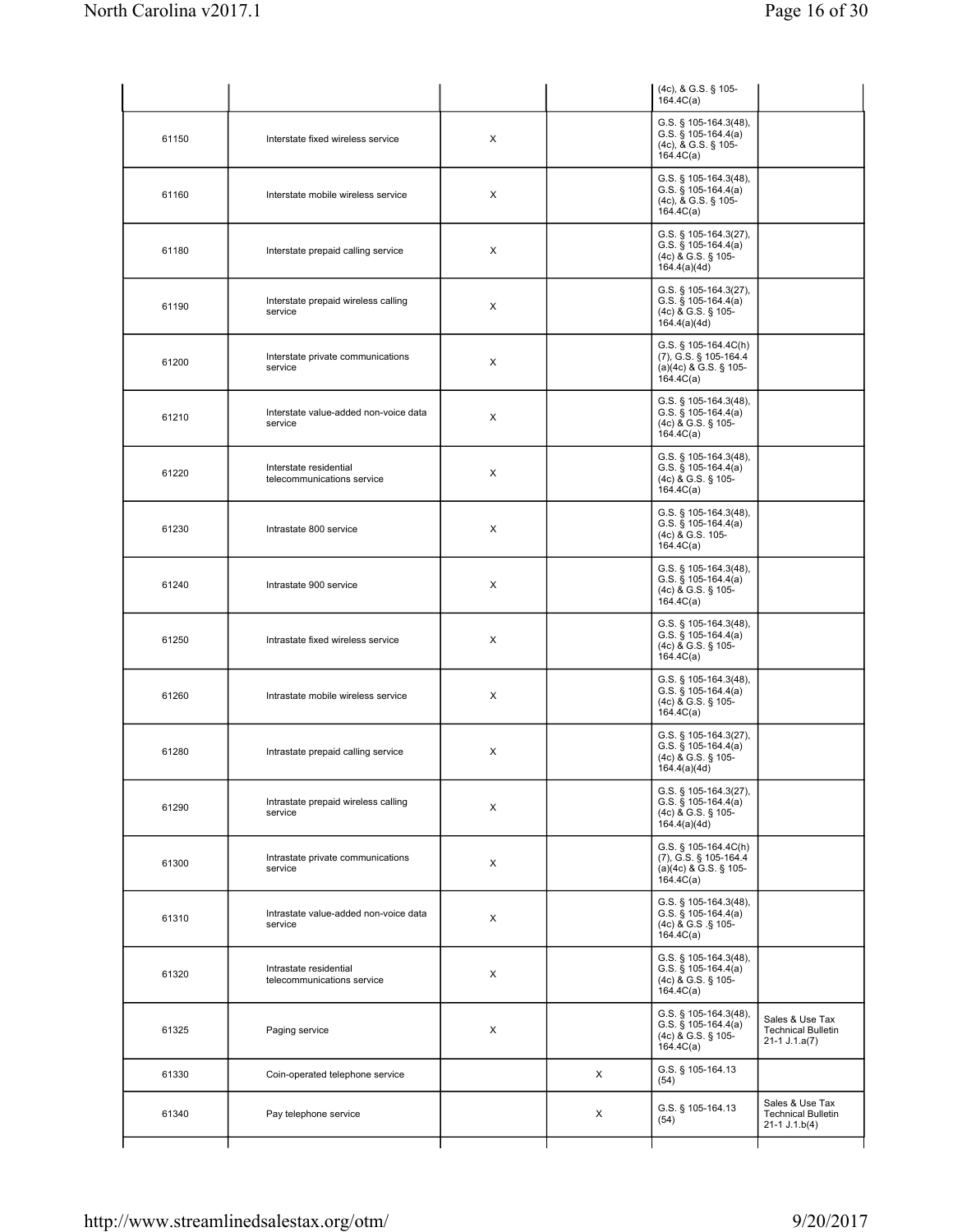| | | | | (4c), & G.S. § 105-164.4C(a) | |
|---|---|---|---|---|---|
| 61150 | Interstate fixed wireless service | X | | G.S. § 105-164.3(48), G.S. § 105-164.4(a)(4c), & G.S. § 105-164.4C(a) | |
| 61160 | Interstate mobile wireless service | X | | G.S. § 105-164.3(48), G.S. § 105-164.4(a)(4c), & G.S. § 105-164.4C(a) | |
| 61180 | Interstate prepaid calling service | X | | G.S. § 105-164.3(27), G.S. § 105-164.4(a)(4c) & G.S. § 105-164.4(a)(4d) | |
| 61190 | Interstate prepaid wireless calling service | X | | G.S. § 105-164.3(27), G.S. § 105-164.4(a)(4c) & G.S. § 105-164.4(a)(4d) | |
| 61200 | Interstate private communications service | X | | G.S. § 105-164.4C(h)(7), G.S. § 105-164.4(a)(4c) & G.S. § 105-164.4C(a) | |
| 61210 | Interstate value-added non-voice data service | X | | G.S. § 105-164.3(48), G.S. § 105-164.4(a)(4c) & G.S. § 105-164.4C(a) | |
| 61220 | Interstate residential telecommunications service | X | | G.S. § 105-164.3(48), G.S. § 105-164.4(a)(4c) & G.S. § 105-164.4C(a) | |
| 61230 | Intrastate 800 service | X | | G.S. § 105-164.3(48), G.S. § 105-164.4(a)(4c) & G.S. 105-164.4C(a) | |
| 61240 | Intrastate 900 service | X | | G.S. § 105-164.3(48), G.S. § 105-164.4(a)(4c) & G.S. § 105-164.4C(a) | |
| 61250 | Intrastate fixed wireless service | X | | G.S. § 105-164.3(48), G.S. § 105-164.4(a)(4c) & G.S. § 105-164.4C(a) | |
| 61260 | Intrastate mobile wireless service | X | | G.S. § 105-164.3(48), G.S. § 105-164.4(a)(4c) & G.S. § 105-164.4C(a) | |
| 61280 | Intrastate prepaid calling service | X | | G.S. § 105-164.3(27), G.S. § 105-164.4(a)(4c) & G.S. § 105-164.4(a)(4d) | |
| 61290 | Intrastate prepaid wireless calling service | X | | G.S. § 105-164.3(27), G.S. § 105-164.4(a)(4c) & G.S. § 105-164.4(a)(4d) | |
| 61300 | Intrastate private communications service | X | | G.S. § 105-164.4C(h)(7), G.S. § 105-164.4(a)(4c) & G.S. § 105-164.4C(a) | |
| 61310 | Intrastate value-added non-voice data service | X | | G.S. § 105-164.3(48), G.S. § 105-164.4(a)(4c) & G.S .§ 105-164.4C(a) | |
| 61320 | Intrastate residential telecommunications service | X | | G.S. § 105-164.3(48), G.S. § 105-164.4(a)(4c) & G.S. § 105-164.4C(a) | |
| 61325 | Paging service | X | | G.S. § 105-164.3(48), G.S. § 105-164.4(a)(4c) & G.S. § 105-164.4C(a) | Sales & Use Tax Technical Bulletin 21-1 J.1.a(7) |
| 61330 | Coin-operated telephone service | | X | G.S. § 105-164.13(54) | |
| 61340 | Pay telephone service | | X | G.S. § 105-164.13(54) | Sales & Use Tax Technical Bulletin 21-1 J.1.b(4) |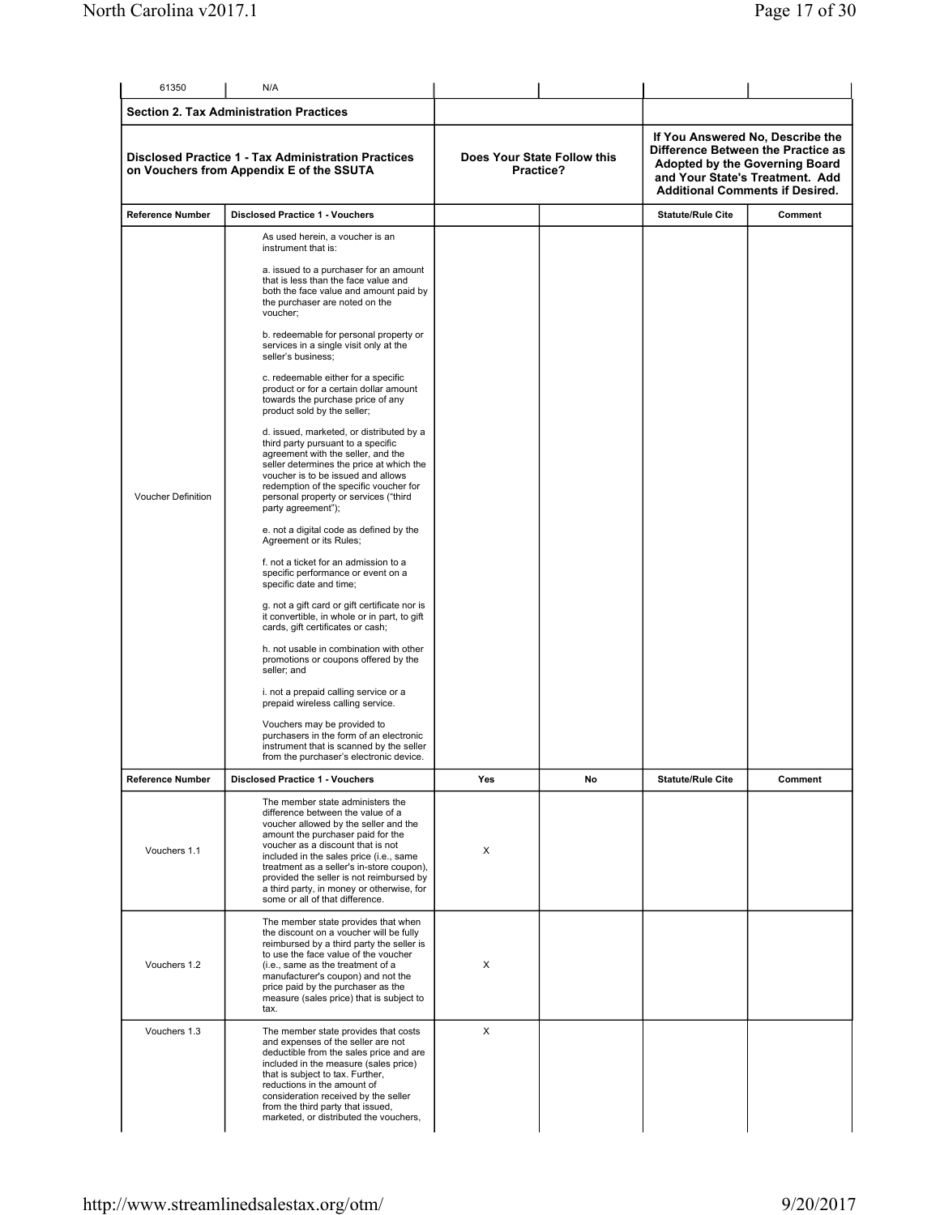| 61350 | N/A | | | | |
|---|---|---|---|---|---|
| **Section 2. Tax Administration Practices** | | | | | |
| | **Disclosed Practice 1 - Tax Administration Practices on Vouchers from Appendix E of the SSUTA** | **Does Your State Follow this Practice?** | | **If You Answered No, Describe the Difference Between the Practice as Adopted by the Governing Board and Your State's Treatment. Add Additional Comments if Desired.** | |
| **Reference Number** | **Disclosed Practice 1 - Vouchers** | | | **Statute/Rule Cite** | **Comment** |
| Voucher Definition | As used herein, a voucher is an instrument that is:<br><br>a. issued to a purchaser for an amount that is less than the face value and both the face value and amount paid by the purchaser are noted on the voucher;<br><br>b. redeemable for personal property or services in a single visit only at the seller's business;<br><br>c. redeemable either for a specific product or for a certain dollar amount towards the purchase price of any product sold by the seller;<br><br>d. issued, marketed, or distributed by a third party pursuant to a specific agreement with the seller, and the seller determines the price at which the voucher is to be issued and allows redemption of the specific voucher for personal property or services ("third party agreement");<br><br>e. not a digital code as defined by the Agreement or its Rules;<br><br>f. not a ticket for an admission to a specific performance or event on a specific date and time;<br><br>g. not a gift card or gift certificate nor is it convertible, in whole or in part, to gift cards, gift certificates or cash;<br><br>h. not usable in combination with other promotions or coupons offered by the seller; and<br><br>i. not a prepaid calling service or a prepaid wireless calling service.<br><br>Vouchers may be provided to purchasers in the form of an electronic instrument that is scanned by the seller from the purchaser's electronic device. | | | | |
| **Reference Number** | **Disclosed Practice 1 - Vouchers** | **Yes** | **No** | **Statute/Rule Cite** | **Comment** |
| Vouchers 1.1 | The member state administers the difference between the value of a voucher allowed by the seller and the amount the purchaser paid for the voucher as a discount that is not included in the sales price (i.e., same treatment as a seller's in-store coupon), provided the seller is not reimbursed by a third party, in money or otherwise, for some or all of that difference. | X | | | |
| Vouchers 1.2 | The member state provides that when the discount on a voucher will be fully reimbursed by a third party the seller is to use the face value of the voucher (i.e., same as the treatment of a manufacturer's coupon) and not the price paid by the purchaser as the measure (sales price) that is subject to tax. | X | | | |
| Vouchers 1.3 | The member state provides that costs and expenses of the seller are not deductible from the sales price and are included in the measure (sales price) that is subject to tax. Further, reductions in the amount of consideration received by the seller from the third party that issued, marketed, or distributed the vouchers, | X | | | |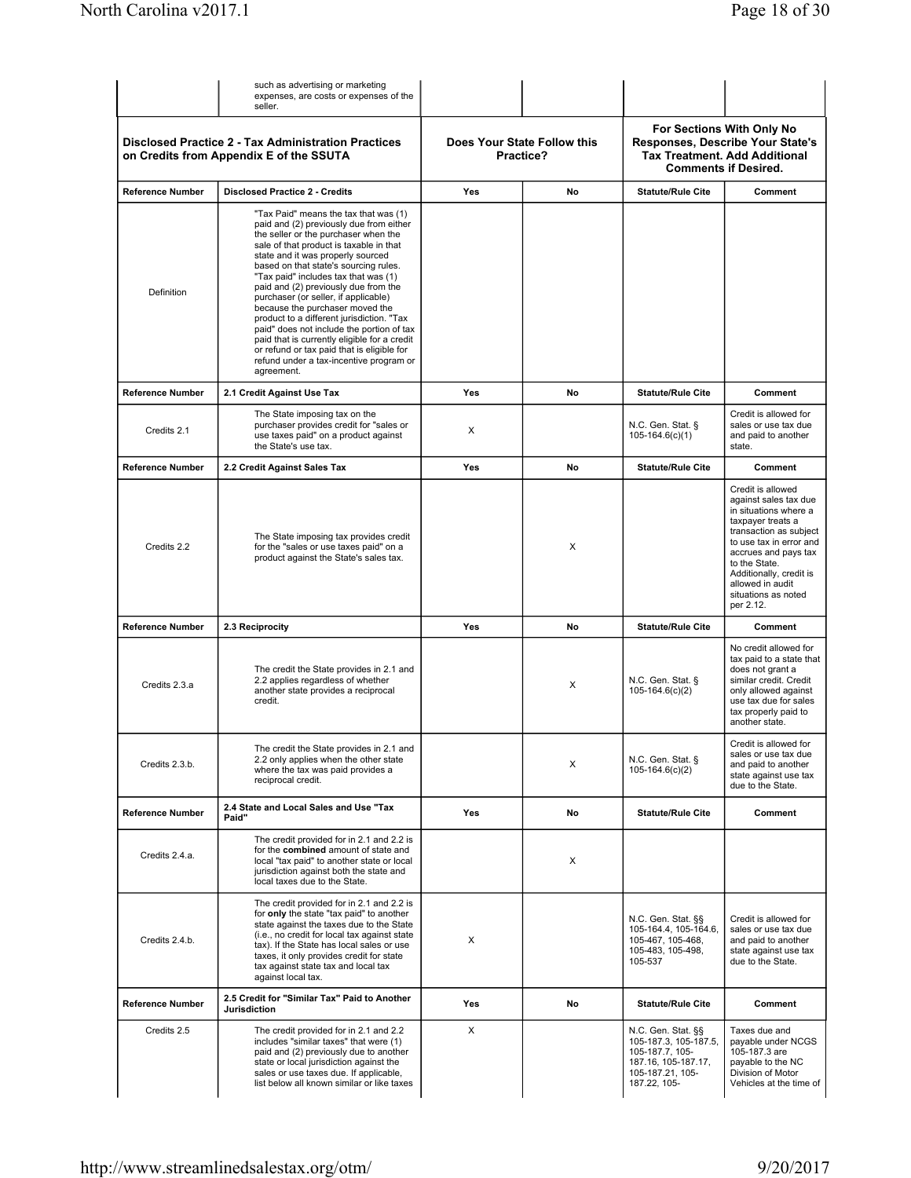| | such as advertising or marketing expenses, are costs or expenses of the seller. | | | | |
|---|---|---|---|---|---|
| **Disclosed Practice 2 - Tax Administration Practices on Credits from Appendix E of the SSUTA** | | **Does Your State Follow this Practice?** | | **For Sections With Only No Responses, Describe Your State's Tax Treatment. Add Additional Comments if Desired.** | |
| **Reference Number** | **Disclosed Practice 2 - Credits** | **Yes** | **No** | **Statute/Rule Cite** | **Comment** |
| Definition | "Tax Paid" means the tax that was (1) paid and (2) previously due from either the seller or the purchaser when the sale of that product is taxable in that state and it was properly sourced based on that state's sourcing rules. "Tax paid" includes tax that was (1) paid and (2) previously due from the purchaser (or seller, if applicable) because the purchaser moved the product to a different jurisdiction. "Tax paid" does not include the portion of tax paid that is currently eligible for a credit or refund or tax paid that is eligible for refund under a tax-incentive program or agreement. | | | | |
| **Reference Number** | **2.1 Credit Against Use Tax** | **Yes** | **No** | **Statute/Rule Cite** | **Comment** |
| Credits 2.1 | The State imposing tax on the purchaser provides credit for "sales or use taxes paid" on a product against the State's use tax. | X | | N.C. Gen. Stat. § 105-164.6(c)(1) | Credit is allowed for sales or use tax due and paid to another state. |
| **Reference Number** | **2.2 Credit Against Sales Tax** | **Yes** | **No** | **Statute/Rule Cite** | **Comment** |
| Credits 2.2 | The State imposing tax provides credit for the "sales or use taxes paid" on a product against the State's sales tax. | | X | | Credit is allowed against sales tax due in situations where a taxpayer treats a transaction as subject to use tax in error and accrues and pays tax to the State. Additionally, credit is allowed in audit situations as noted per 2.12. |
| **Reference Number** | **2.3 Reciprocity** | **Yes** | **No** | **Statute/Rule Cite** | **Comment** |
| Credits 2.3.a | The credit the State provides in 2.1 and 2.2 applies regardless of whether another state provides a reciprocal credit. | | X | N.C. Gen. Stat. § 105-164.6(c)(2) | No credit allowed for tax paid to a state that does not grant a similar credit. Credit only allowed against use tax due for sales tax properly paid to another state. |
| Credits 2.3.b. | The credit the State provides in 2.1 and 2.2 only applies when the other state where the tax was paid provides a reciprocal credit. | | X | N.C. Gen. Stat. § 105-164.6(c)(2) | Credit is allowed for sales or use tax due and paid to another state against use tax due to the State. |
| **Reference Number** | **2.4 State and Local Sales and Use "Tax Paid"** | **Yes** | **No** | **Statute/Rule Cite** | **Comment** |
| Credits 2.4.a. | The credit provided for in 2.1 and 2.2 is for the **combined** amount of state and local "tax paid" to another state or local jurisdiction against both the state and local taxes due to the State. | | X | | |
| Credits 2.4.b. | The credit provided for in 2.1 and 2.2 is for **only** the state "tax paid" to another state against the taxes due to the State (i.e., no credit for local tax against state tax). If the State has local sales or use taxes, it only provides credit for state tax against state tax and local tax against local tax. | X | | N.C. Gen. Stat. §§ 105-164.4, 105-164.6, 105-467, 105-468, 105-483, 105-498, 105-537 | Credit is allowed for sales or use tax due and paid to another state against use tax due to the State. |
| **Reference Number** | **2.5 Credit for "Similar Tax" Paid to Another Jurisdiction** | **Yes** | **No** | **Statute/Rule Cite** | **Comment** |
| Credits 2.5 | The credit provided for in 2.1 and 2.2 includes "similar taxes" that were (1) paid and (2) previously due to another state or local jurisdiction against the sales or use taxes due. If applicable, list below all known similar or like taxes | X | | N.C. Gen. Stat. §§ 105-187.3, 105-187.5, 105-187.7, 105-187.16, 105-187.17, 105-187.21, 105-187.22, 105- | Taxes due and payable under NCGS 105-187.3 are payable to the NC Division of Motor Vehicles at the time of |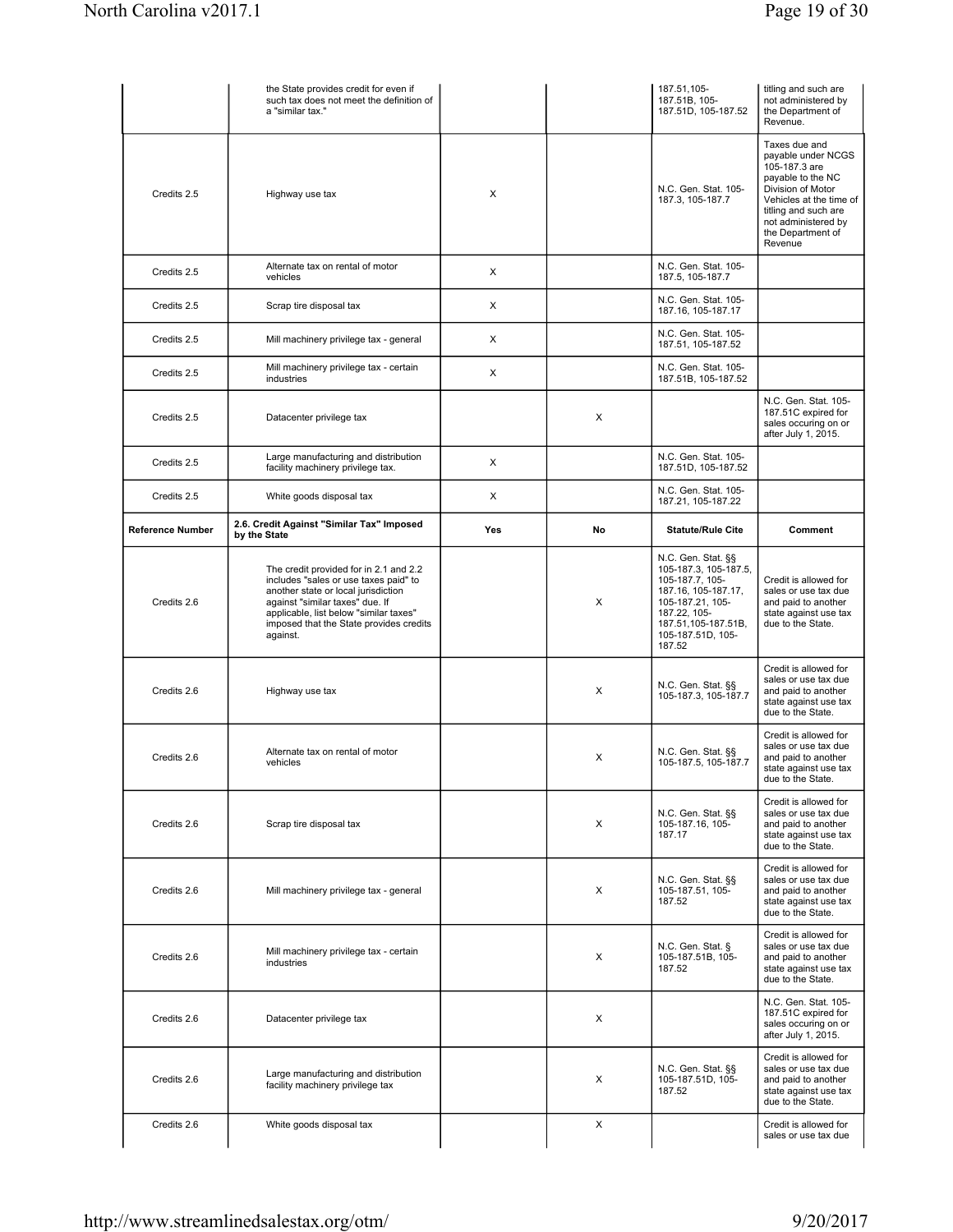| | | | | | |
|---|---|---|---|---|---|
| | the State provides credit for even if such tax does not meet the definition of a "similar tax." | | | 187.51,105-187.51B, 105-187.51D, 105-187.52 | titling and such are not administered by the Department of Revenue. |
| Credits 2.5 | Highway use tax | X | | N.C. Gen. Stat. 105-187.3, 105-187.7 | Taxes due and payable under NCGS 105-187.3 are payable to the NC Division of Motor Vehicles at the time of titling and such are not administered by the Department of Revenue |
| Credits 2.5 | Alternate tax on rental of motor vehicles | X | | N.C. Gen. Stat. 105-187.5, 105-187.7 | |
| Credits 2.5 | Scrap tire disposal tax | X | | N.C. Gen. Stat. 105-187.16, 105-187.17 | |
| Credits 2.5 | Mill machinery privilege tax - general | X | | N.C. Gen. Stat. 105-187.51, 105-187.52 | |
| Credits 2.5 | Mill machinery privilege tax - certain industries | X | | N.C. Gen. Stat. 105-187.51B, 105-187.52 | |
| Credits 2.5 | Datacenter privilege tax | | X | | N.C. Gen. Stat. 105-187.51C expired for sales occuring on or after July 1, 2015. |
| Credits 2.5 | Large manufacturing and distribution facility machinery privilege tax. | X | | N.C. Gen. Stat. 105-187.51D, 105-187.52 | |
| Credits 2.5 | White goods disposal tax | X | | N.C. Gen. Stat. 105-187.21, 105-187.22 | |
| **Reference Number** | **2.6. Credit Against "Similar Tax" Imposed by the State** | **Yes** | **No** | **Statute/Rule Cite** | **Comment** |
| Credits 2.6 | The credit provided for in 2.1 and 2.2 includes "sales or use taxes paid" to another state or local jurisdiction against "similar taxes" due. If applicable, list below "similar taxes" imposed that the State provides credits against. | | X | N.C. Gen. Stat. §§ 105-187.3, 105-187.5, 105-187.7, 105-187.16, 105-187.17, 105-187.21, 105-187.22, 105-187.51,105-187.51B, 105-187.51D, 105-187.52 | Credit is allowed for sales or use tax due and paid to another state against use tax due to the State. |
| Credits 2.6 | Highway use tax | | X | N.C. Gen. Stat. §§ 105-187.3, 105-187.7 | Credit is allowed for sales or use tax due and paid to another state against use tax due to the State. |
| Credits 2.6 | Alternate tax on rental of motor vehicles | | X | N.C. Gen. Stat. §§ 105-187.5, 105-187.7 | Credit is allowed for sales or use tax due and paid to another state against use tax due to the State. |
| Credits 2.6 | Scrap tire disposal tax | | X | N.C. Gen. Stat. §§ 105-187.16, 105-187.17 | Credit is allowed for sales or use tax due and paid to another state against use tax due to the State. |
| Credits 2.6 | Mill machinery privilege tax - general | | X | N.C. Gen. Stat. §§ 105-187.51, 105-187.52 | Credit is allowed for sales or use tax due and paid to another state against use tax due to the State. |
| Credits 2.6 | Mill machinery privilege tax - certain industries | | X | N.C. Gen. Stat. § 105-187.51B, 105-187.52 | Credit is allowed for sales or use tax due and paid to another state against use tax due to the State. |
| Credits 2.6 | Datacenter privilege tax | | X | | N.C. Gen. Stat. 105-187.51C expired for sales occuring on or after July 1, 2015. |
| Credits 2.6 | Large manufacturing and distribution facility machinery privilege tax | | X | N.C. Gen. Stat. §§ 105-187.51D, 105-187.52 | Credit is allowed for sales or use tax due and paid to another state against use tax due to the State. |
| Credits 2.6 | White goods disposal tax | | X | | Credit is allowed for sales or use tax due |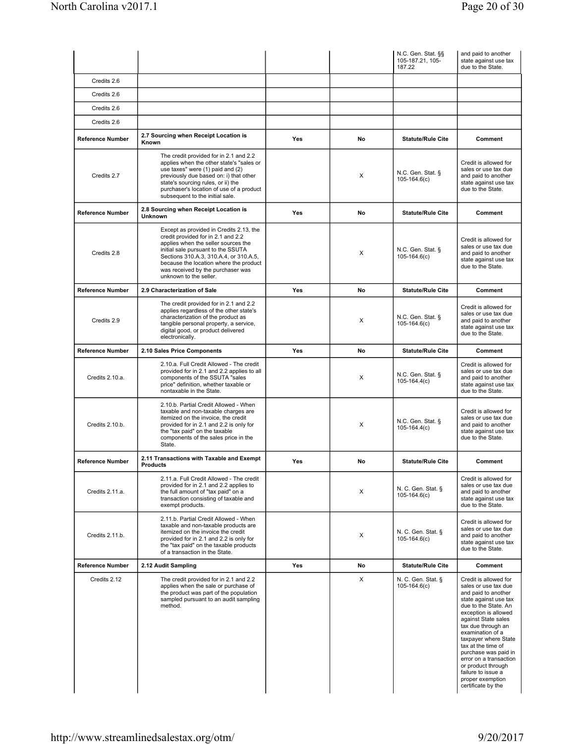| | | | | N.C. Gen. Stat. §§ 105-187.21, 105-187.22 | and paid to another state against use tax due to the State. |
|---|---|---|---|---|---|
| Credits 2.6 | | | | | |
| Credits 2.6 | | | | | |
| Credits 2.6 | | | | | |
| Credits 2.6 | | | | | |
| **Reference Number** | **2.7 Sourcing when Receipt Location is Known** | **Yes** | **No** | **Statute/Rule Cite** | **Comment** |
| Credits 2.7 | The credit provided for in 2.1 and 2.2 applies when the other state's "sales or use taxes" were (1) paid and (2) previously due based on: i) that other state's sourcing rules, or ii) the purchaser's location of use of a product subsequent to the initial sale. | | X | N.C. Gen. Stat. § 105-164.6(c) | Credit is allowed for sales or use tax due and paid to another state against use tax due to the State. |
| **Reference Number** | **2.8 Sourcing when Receipt Location is Unknown** | **Yes** | **No** | **Statute/Rule Cite** | **Comment** |
| Credits 2.8 | Except as provided in Credits 2.13, the credit provided for in 2.1 and 2.2 applies when the seller sources the initial sale pursuant to the SSUTA Sections 310.A.3, 310.A.4, or 310.A.5, because the location where the product was received by the purchaser was unknown to the seller. | | X | N.C. Gen. Stat. § 105-164.6(c) | Credit is allowed for sales or use tax due and paid to another state against use tax due to the State. |
| **Reference Number** | **2.9 Characterization of Sale** | **Yes** | **No** | **Statute/Rule Cite** | **Comment** |
| Credits 2.9 | The credit provided for in 2.1 and 2.2 applies regardless of the other state's characterization of the product as tangible personal property, a service, digital good, or product delivered electronically. | | X | N.C. Gen. Stat. § 105-164.6(c) | Credit is allowed for sales or use tax due and paid to another state against use tax due to the State. |
| **Reference Number** | **2.10 Sales Price Components** | **Yes** | **No** | **Statute/Rule Cite** | **Comment** |
| Credits 2.10.a. | 2.10.a. Full Credit Allowed - The credit provided for in 2.1 and 2.2 applies to all components of the SSUTA "sales price" definition, whether taxable or nontaxable in the State. | | X | N.C. Gen. Stat. § 105-164.4(c) | Credit is allowed for sales or use tax due and paid to another state against use tax due to the State. |
| Credits 2.10.b. | 2.10.b. Partial Credit Allowed - When taxable and non-taxable charges are itemized on the invoice, the credit provided for in 2.1 and 2.2 is only for the "tax paid" on the taxable components of the sales price in the State. | | X | N.C. Gen. Stat. § 105-164.4(c) | Credit is allowed for sales or use tax due and paid to another state against use tax due to the State. |
| **Reference Number** | **2.11 Transactions with Taxable and Exempt Products** | **Yes** | **No** | **Statute/Rule Cite** | **Comment** |
| Credits 2.11.a. | 2.11.a. Full Credit Allowed - The credit provided for in 2.1 and 2.2 applies to the full amount of "tax paid" on a transaction consisting of taxable and exempt products. | | X | N. C. Gen. Stat. § 105-164.6(c) | Credit is allowed for sales or use tax due and paid to another state against use tax due to the State. |
| Credits 2.11.b. | 2.11.b. Partial Credit Allowed - When taxable and non-taxable products are itemized on the invoice the credit provided for in 2.1 and 2.2 is only for the "tax paid" on the taxable products of a transaction in the State. | | X | N. C. Gen. Stat. § 105-164.6(c) | Credit is allowed for sales or use tax due and paid to another state against use tax due to the State. |
| **Reference Number** | **2.12 Audit Sampling** | **Yes** | **No** | **Statute/Rule Cite** | **Comment** |
| Credits 2.12 | The credit provided for in 2.1 and 2.2 applies when the sale or purchase of the product was part of the population sampled pursuant to an audit sampling method. | | X | N. C. Gen. Stat. § 105-164.6(c) | Credit is allowed for sales or use tax due and paid to another state against use tax due to the State. An exception is allowed against State sales tax due through an examination of a taxpayer where State tax at the time of purchase was paid in error on a transaction or product through failure to issue a proper exemption certificate by the |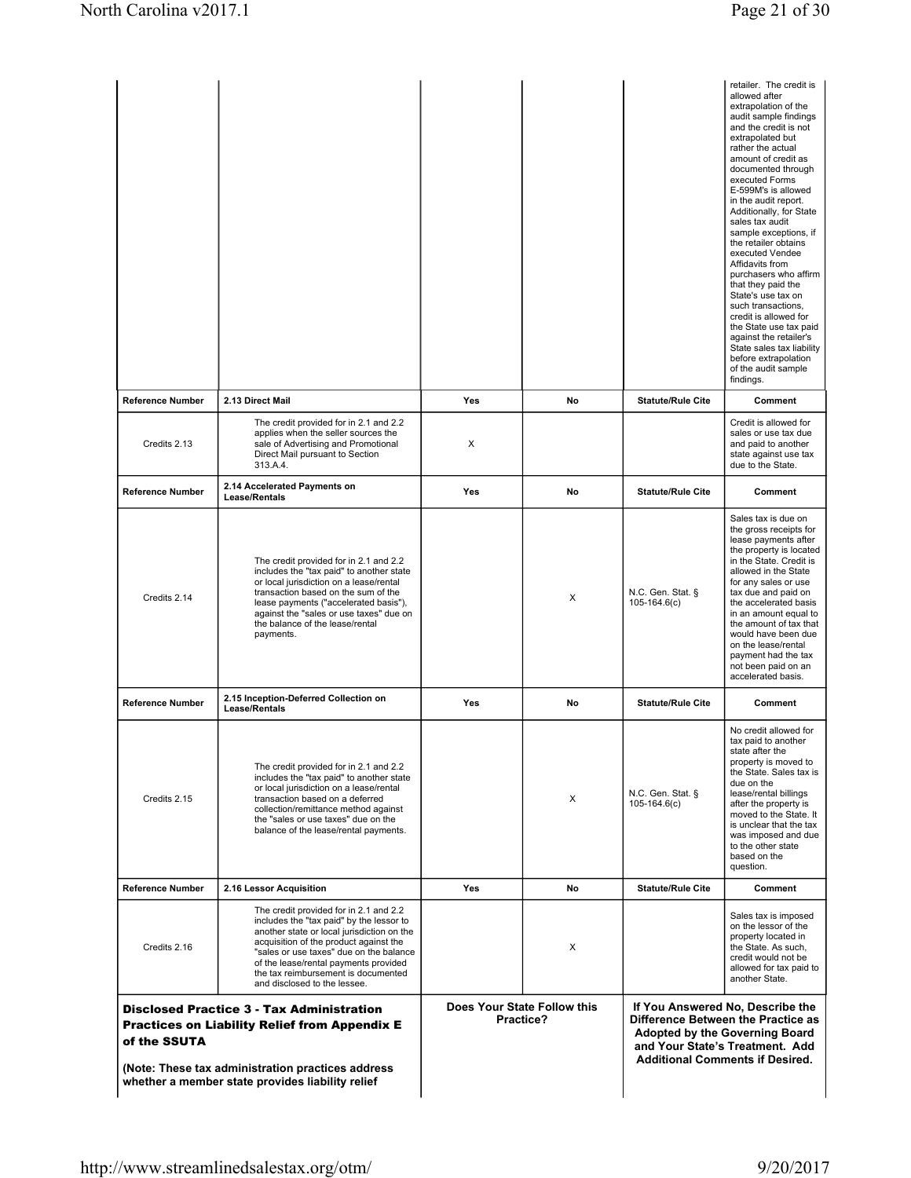| | | | | | |
|---|---|---|---|---|---|
| | | | | | retailer. The credit is allowed after extrapolation of the audit sample findings and the credit is not extrapolated but rather the actual amount of credit as documented through executed Forms E-599M's is allowed in the audit report. Additionally, for State sales tax audit sample exceptions, if the retailer obtains executed Vendee Affidavits from purchasers who affirm that they paid the State's use tax on such transactions, credit is allowed for the State use tax paid against the retailer's State sales tax liability before extrapolation of the audit sample findings. |
| **Reference Number** | **2.13 Direct Mail** | **Yes** | **No** | **Statute/Rule Cite** | **Comment** |
| Credits 2.13 | The credit provided for in 2.1 and 2.2 applies when the seller sources the sale of Advertising and Promotional Direct Mail pursuant to Section 313.A.4. | X | | | Credit is allowed for sales or use tax due and paid to another state against use tax due to the State. |
| **Reference Number** | **2.14 Accelerated Payments on Lease/Rentals** | **Yes** | **No** | **Statute/Rule Cite** | **Comment** |
| Credits 2.14 | The credit provided for in 2.1 and 2.2 includes the "tax paid" to another state or local jurisdiction on a lease/rental transaction based on the sum of the lease payments ("accelerated basis"), against the "sales or use taxes" due on the balance of the lease/rental payments. | | X | N.C. Gen. Stat. § 105-164.6(c) | Sales tax is due on the gross receipts for lease payments after the property is located in the State. Credit is allowed in the State for any sales or use tax due and paid on the accelerated basis in an amount equal to the amount of tax that would have been due on the lease/rental payment had the tax not been paid on an accelerated basis. |
| **Reference Number** | **2.15 Inception-Deferred Collection on Lease/Rentals** | **Yes** | **No** | **Statute/Rule Cite** | **Comment** |
| Credits 2.15 | The credit provided for in 2.1 and 2.2 includes the "tax paid" to another state or local jurisdiction on a lease/rental transaction based on a deferred collection/remittance method against the "sales or use taxes" due on the balance of the lease/rental payments. | | X | N.C. Gen. Stat. § 105-164.6(c) | No credit allowed for tax paid to another state after the property is moved to the State. Sales tax is due on the lease/rental billings after the property is moved to the State. It is unclear that the tax was imposed and due to the other state based on the question. |
| **Reference Number** | **2.16 Lessor Acquisition** | **Yes** | **No** | **Statute/Rule Cite** | **Comment** |
| Credits 2.16 | The credit provided for in 2.1 and 2.2 includes the "tax paid" by the lessor to another state or local jurisdiction on the acquisition of the product against the "sales or use taxes" due on the balance of the lease/rental payments provided the tax reimbursement is documented and disclosed to the lessee. | | X | | Sales tax is imposed on the lessor of the property located in the State. As such, credit would not be allowed for tax paid to another State. |

| **Disclosed Practice 3 - Tax Administration Practices on Liability Relief from Appendix E of the SSUTA** (Note: These tax administration practices address whether a member state provides liability relief | **Does Your State Follow this Practice?** | **If You Answered No, Describe the Difference Between the Practice as Adopted by the Governing Board and Your State's Treatment. Add Additional Comments if Desired.** |
|---|---|---|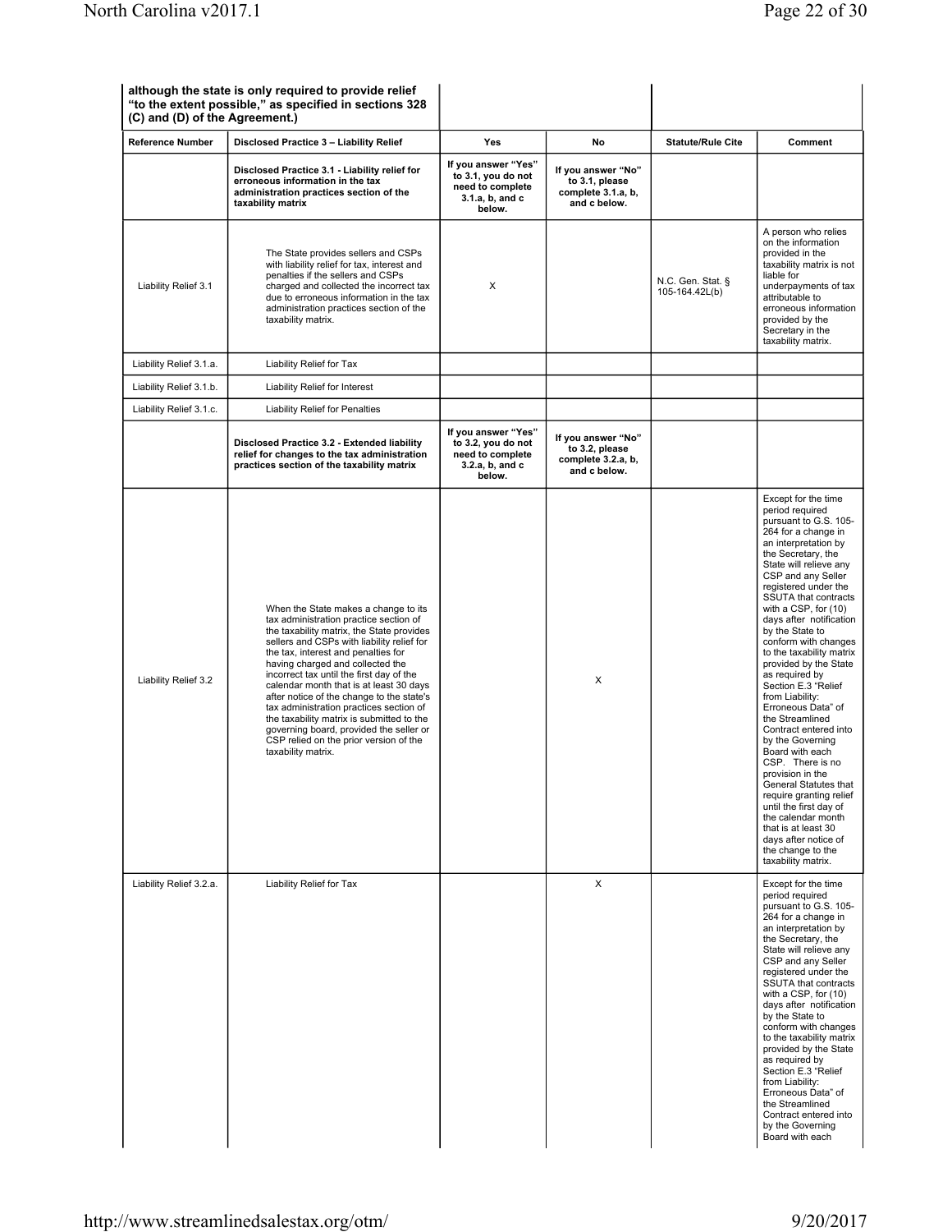| although the state is only required to provide relief "to the extent possible," as specified in sections 328 (C) and (D) of the Agreement.) | | | | | |
|---|---|---|---|---|---|
| **Reference Number** | **Disclosed Practice 3 – Liability Relief** | **Yes** | **No** | **Statute/Rule Cite** | **Comment** |
| | **Disclosed Practice 3.1 - Liability relief for erroneous information in the tax administration practices section of the taxability matrix** | **If you answer "Yes" to 3.1, you do not need to complete 3.1.a, b, and c below.** | **If you answer "No" to 3.1, please complete 3.1.a, b, and c below.** | | |
| Liability Relief 3.1 | The State provides sellers and CSPs with liability relief for tax, interest and penalties if the sellers and CSPs charged and collected the incorrect tax due to erroneous information in the tax administration practices section of the taxability matrix. | X | | N.C. Gen. Stat. § 105-164.42L(b) | A person who relies on the information provided in the taxability matrix is not liable for underpayments of tax attributable to erroneous information provided by the Secretary in the taxability matrix. |
| Liability Relief 3.1.a. | Liability Relief for Tax | | | | |
| Liability Relief 3.1.b. | Liability Relief for Interest | | | | |
| Liability Relief 3.1.c. | Liability Relief for Penalties | | | | |
| | **Disclosed Practice 3.2 - Extended liability relief for changes to the tax administration practices section of the taxability matrix** | **If you answer "Yes" to 3.2, you do not need to complete 3.2.a, b, and c below.** | **If you answer "No" to 3.2, please complete 3.2.a, b, and c below.** | | |
| Liability Relief 3.2 | When the State makes a change to its tax administration practice section of the taxability matrix, the State provides sellers and CSPs with liability relief for the tax, interest and penalties for having charged and collected the incorrect tax until the first day of the calendar month that is at least 30 days after notice of the change to the state's tax administration practices section of the taxability matrix is submitted to the governing board, provided the seller or CSP relied on the prior version of the taxability matrix. | | X | | Except for the time period required pursuant to G.S. 105-264 for a change in an interpretation by the Secretary, the State will relieve any CSP and any Seller registered under the SSUTA that contracts with a CSP, for (10) days after notification by the State to conform with changes to the taxability matrix provided by the State as required by Section E.3 "Relief from Liability: Erroneous Data" of the Streamlined Contract entered into by the Governing Board with each CSP. There is no provision in the General Statutes that require granting relief until the first day of the calendar month that is at least 30 days after notice of the change to the taxability matrix. |
| Liability Relief 3.2.a. | Liability Relief for Tax | | X | | Except for the time period required pursuant to G.S. 105-264 for a change in an interpretation by the Secretary, the State will relieve any CSP and any Seller registered under the SSUTA that contracts with a CSP, for (10) days after notification by the State to conform with changes to the taxability matrix provided by the State as required by Section E.3 "Relief from Liability: Erroneous Data" of the Streamlined Contract entered into by the Governing Board with each |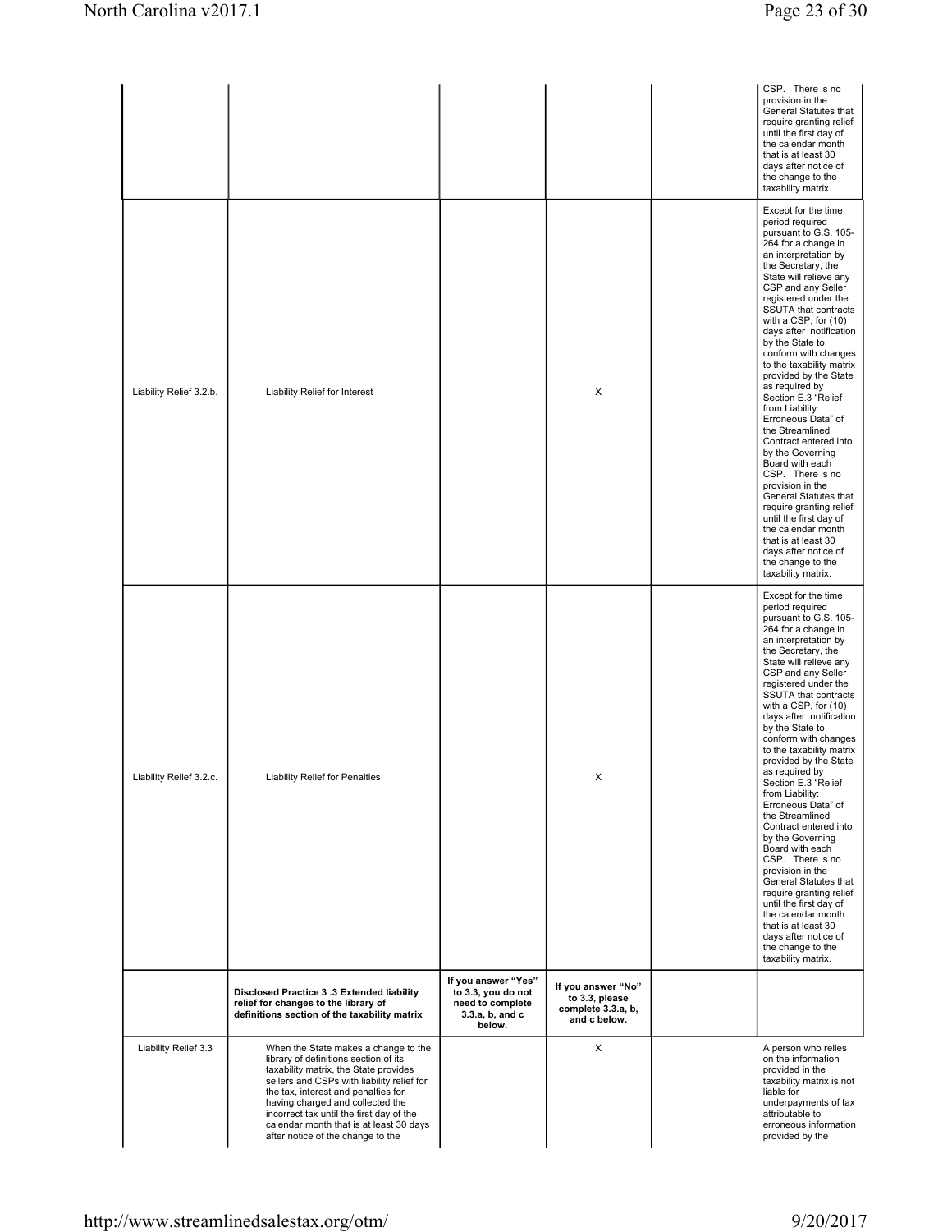| | | | | | |
|---|---|---|---|---|---|
| | | | | | CSP. There is no provision in the General Statutes that require granting relief until the first day of the calendar month that is at least 30 days after notice of the change to the taxability matrix. |
| Liability Relief 3.2.b. | Liability Relief for Interest | | X | | Except for the time period required pursuant to G.S. 105-264 for a change in an interpretation by the Secretary, the State will relieve any CSP and any Seller registered under the SSUTA that contracts with a CSP, for (10) days after notification by the State to conform with changes to the taxability matrix provided by the State as required by Section E.3 "Relief from Liability: Erroneous Data" of the Streamlined Contract entered into by the Governing Board with each CSP. There is no provision in the General Statutes that require granting relief until the first day of the calendar month that is at least 30 days after notice of the change to the taxability matrix. |
| Liability Relief 3.2.c. | Liability Relief for Penalties | | X | | Except for the time period required pursuant to G.S. 105-264 for a change in an interpretation by the Secretary, the State will relieve any CSP and any Seller registered under the SSUTA that contracts with a CSP, for (10) days after notification by the State to conform with changes to the taxability matrix provided by the State as required by Section E.3 "Relief from Liability: Erroneous Data" of the Streamlined Contract entered into by the Governing Board with each CSP. There is no provision in the General Statutes that require granting relief until the first day of the calendar month that is at least 30 days after notice of the change to the taxability matrix. |
| | **Disclosed Practice 3 .3 Extended liability relief for changes to the library of definitions section of the taxability matrix** | **If you answer "Yes" to 3.3, you do not need to complete 3.3.a, b, and c below.** | **If you answer "No" to 3.3, please complete 3.3.a, b, and c below.** | | |
| Liability Relief 3.3 | When the State makes a change to the library of definitions section of its taxability matrix, the State provides sellers and CSPs with liability relief for having charged and collected the incorrect tax until the first day of the calendar month that is at least 30 days after notice of the change to the | | X | | A person who relies on the information provided in the taxability matrix is not liable for underpayments of tax attributable to erroneous information provided by the |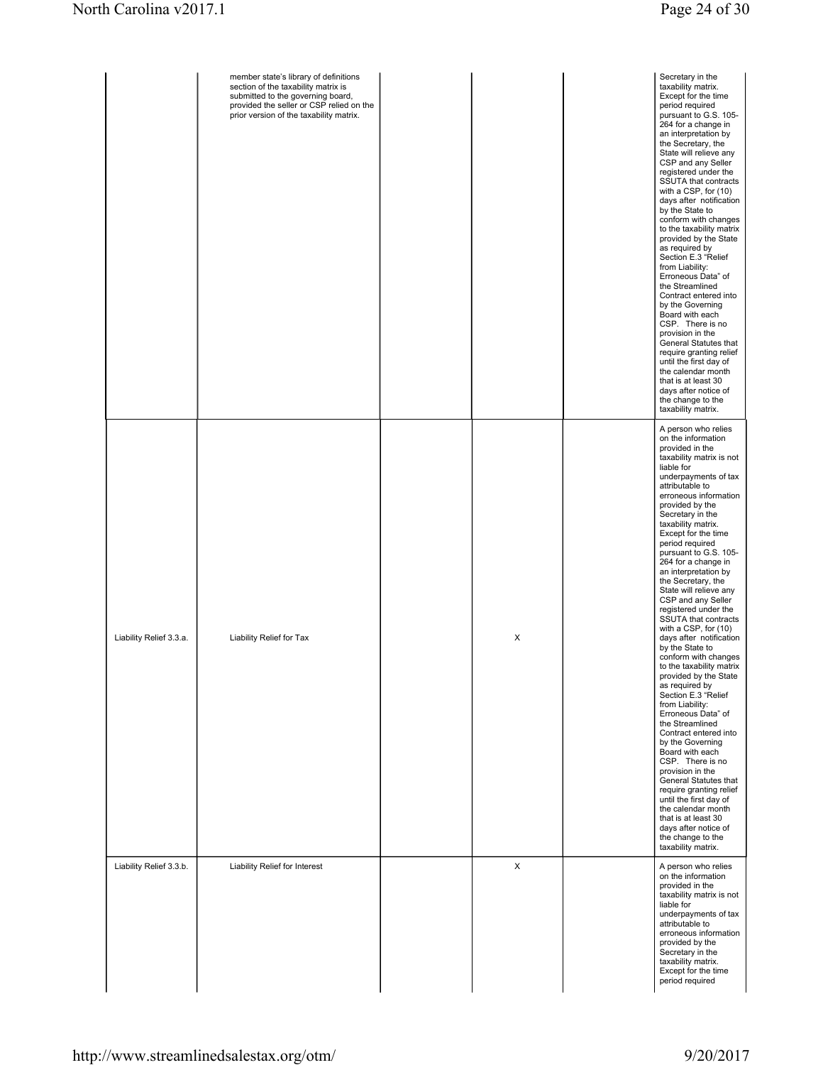| | | | | | |
|---|---|---|---|---|---|
| | member state's library of definitions section of the taxability matrix is submitted to the governing board, provided the seller or CSP relied on the prior version of the taxability matrix. | | | | Secretary in the taxability matrix. Except for the time period required pursuant to G.S. 105-264 for a change in an interpretation by the Secretary, the State will relieve any CSP and any Seller registered under the SSUTA that contracts with a CSP, for (10) days after notification by the State to conform with changes to the taxability matrix provided by the State as required by Section E.3 "Relief from Liability: Erroneous Data" of the Streamlined Contract entered into by the Governing Board with each CSP. There is no provision in the General Statutes that require granting relief until the first day of the calendar month that is at least 30 days after notice of the change to the taxability matrix. |
| Liability Relief 3.3.a. | Liability Relief for Tax | | X | | A person who relies on the information provided in the taxability matrix is not liable for underpayments of tax attributable to erroneous information provided by the Secretary in the taxability matrix. Except for the time period required pursuant to G.S. 105-264 for a change in an interpretation by the Secretary, the State will relieve any CSP and any Seller registered under the SSUTA that contracts with a CSP, for (10) days after notification by the State to conform with changes to the taxability matrix provided by the State as required by Section E.3 "Relief from Liability: Erroneous Data" of the Streamlined Contract entered into by the Governing Board with each CSP. There is no provision in the General Statutes that require granting relief until the first day of the calendar month that is at least 30 days after notice of the change to the taxability matrix. |
| Liability Relief 3.3.b. | Liability Relief for Interest | | X | | A person who relies on the information provided in the taxability matrix is not liable for underpayments of tax attributable to erroneous information provided by the Secretary in the taxability matrix. Except for the time period required |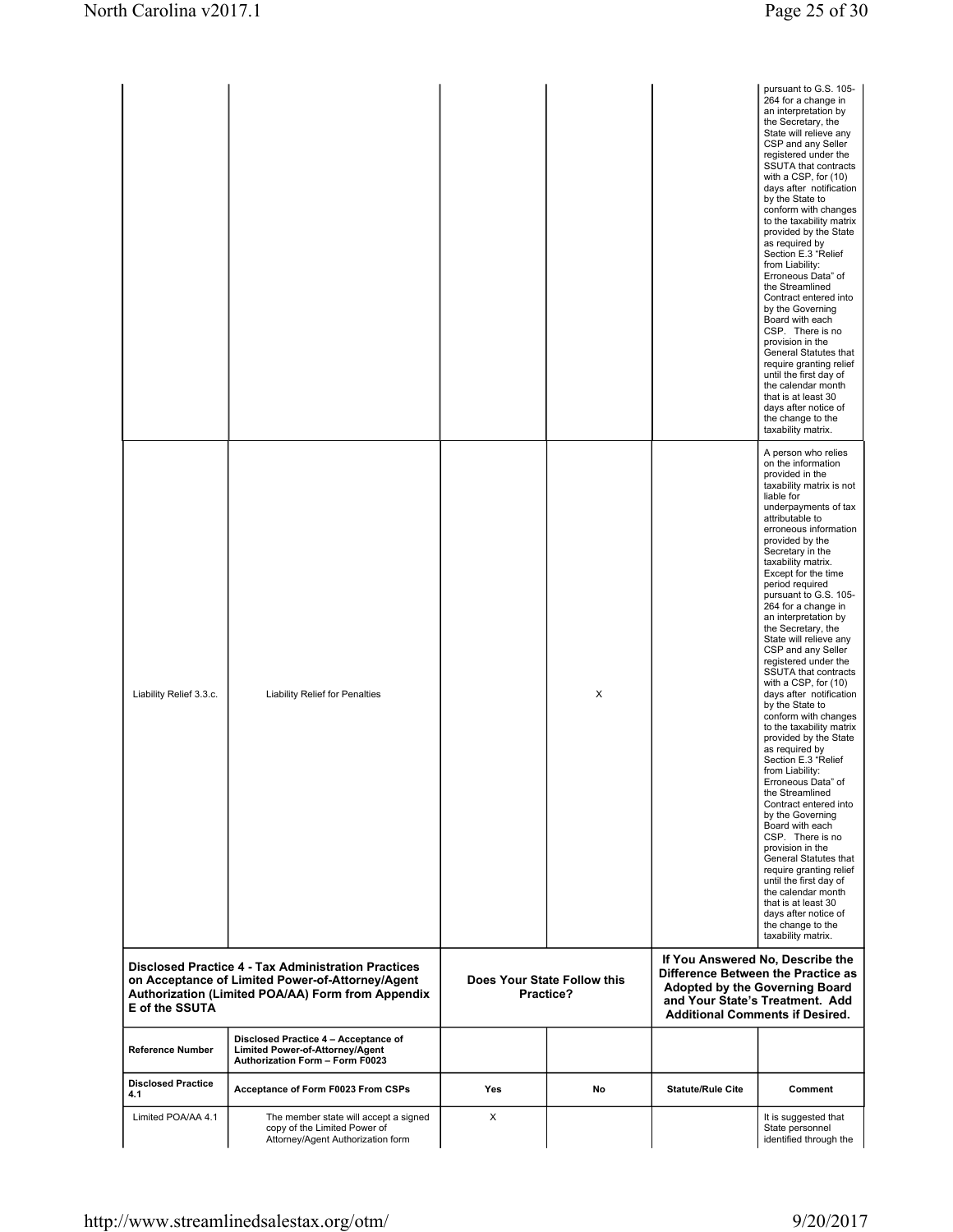| | | | | | pursuant to G.S. 105-264 for a change in an interpretation by the Secretary, the State will relieve any CSP and any Seller registered under the SSUTA that contracts with a CSP, for (10) days after notification by the State to conform with changes to the taxability matrix provided by the State as required by Section E.3 "Relief from Liability: Erroneous Data" of the Streamlined Contract entered into by the Governing Board with each CSP. There is no provision in the General Statutes that require granting relief until the first day of the calendar month that is at least 30 days after notice of the change to the taxability matrix. |
|---|---|---|---|---|---|
| Liability Relief 3.3.c. | Liability Relief for Penalties | | X | | A person who relies on the information provided in the taxability matrix is not liable for underpayments of tax attributable to erroneous information provided by the Secretary in the taxability matrix. Except for the time period required pursuant to G.S. 105-264 for a change in an interpretation by the Secretary, the State will relieve any CSP and any Seller registered under the SSUTA that contracts with a CSP, for (10) days after notification by the State to conform with changes to the taxability matrix provided by the State as required by Section E.3 "Relief from Liability: Erroneous Data" of the Streamlined Contract entered into by the Governing Board with each CSP. There is no provision in the General Statutes that require granting relief until the first day of the calendar month that is at least 30 days after notice of the change to the taxability matrix. |

| **Disclosed Practice 4 - Tax Administration Practices on Acceptance of Limited Power-of-Attorney/Agent Authorization (Limited POA/AA) Form from Appendix E of the SSUTA** | | **Does Your State Follow this Practice?** | | **If You Answered No, Describe the Difference Between the Practice as Adopted by the Governing Board and Your State's Treatment. Add Additional Comments if Desired.** | |
|---|---|---|---|---|---|
| **Reference Number** | **Disclosed Practice 4 – Acceptance of Limited Power-of-Attorney/Agent Authorization Form – Form F0023** | | | | |
| **Disclosed Practice 4.1** | **Acceptance of Form F0023 From CSPs** | **Yes** | **No** | **Statute/Rule Cite** | **Comment** |
| Limited POA/AA 4.1 | The member state will accept a signed copy of the Limited Power of Attorney/Agent Authorization form | X | | | It is suggested that State personnel identified through the |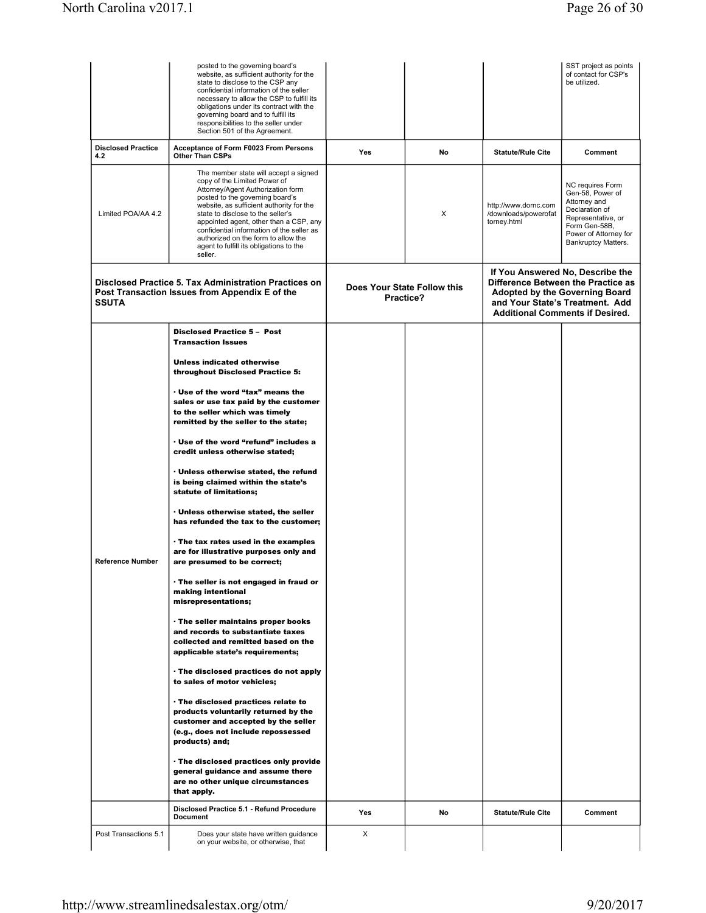| | posted to the governing board's website, as sufficient authority for the state to disclose to the CSP any confidential information of the seller necessary to allow the CSP to fulfill its obligations under its contract with the governing board and to fulfill its responsibilities to the seller under Section 501 of the Agreement. | | | | SST project as points of contact for CSP's be utilized. |
|---|---|---|---|---|---|
| **Disclosed Practice 4.2** | **Acceptance of Form F0023 From Persons Other Than CSPs** | **Yes** | **No** | **Statute/Rule Cite** | **Comment** |
| Limited POA/AA 4.2 | The member state will accept a signed copy of the Limited Power of Attorney/Agent Authorization form posted to the governing board's website, as sufficient authority for the state to disclose to the seller's appointed agent, other than a CSP, any confidential information of the seller as authorized on the form to allow the agent to fulfill its obligations to the seller. | | X | http://www.dornc.com/downloads/powerofattorney.html | NC requires Form Gen-58, Power of Attorney and Declaration of Representative, or Form Gen-58B, Power of Attorney for Bankruptcy Matters. |
| **Disclosed Practice 5. Tax Administration Practices on Post Transaction Issues from Appendix E of the SSUTA** | | **Does Your State Follow this Practice?** | | **If You Answered No, Describe the Difference Between the Practice as Adopted by the Governing Board and Your State's Treatment. Add Additional Comments if Desired.** | |
| Reference Number | **Disclosed Practice 5 – Post Transaction Issues**<br><br>**Unless indicated otherwise throughout Disclosed Practice 5:**<br><br>**· Use of the word "tax" means the sales or use tax paid by the customer to the seller which was timely remitted by the seller to the state;**<br><br>**· Use of the word "refund" includes a credit unless otherwise stated;**<br><br>**· Unless otherwise stated, the refund is being claimed within the state's statute of limitations;**<br><br>**· Unless otherwise stated, the seller has refunded the tax to the customer;**<br><br>**· The tax rates used in the examples are for illustrative purposes only and are presumed to be correct;**<br><br>**· The seller is not engaged in fraud or making intentional misrepresentations;**<br><br>**· The seller maintains proper books and records to substantiate taxes collected and remitted based on the applicable state's requirements;**<br><br>**· The disclosed practices do not apply to sales of motor vehicles;**<br><br>**· The disclosed practices relate to products voluntarily returned by the customer and accepted by the seller (e.g., does not include repossessed products) and;**<br><br>**· The disclosed practices only provide general guidance and assume there are no other unique circumstances that apply.** | | | | |
| | **Disclosed Practice 5.1 - Refund Procedure Document** | **Yes** | **No** | **Statute/Rule Cite** | **Comment** |
| Post Transactions 5.1 | Does your state have written guidance on your website, or otherwise, that | X | | | |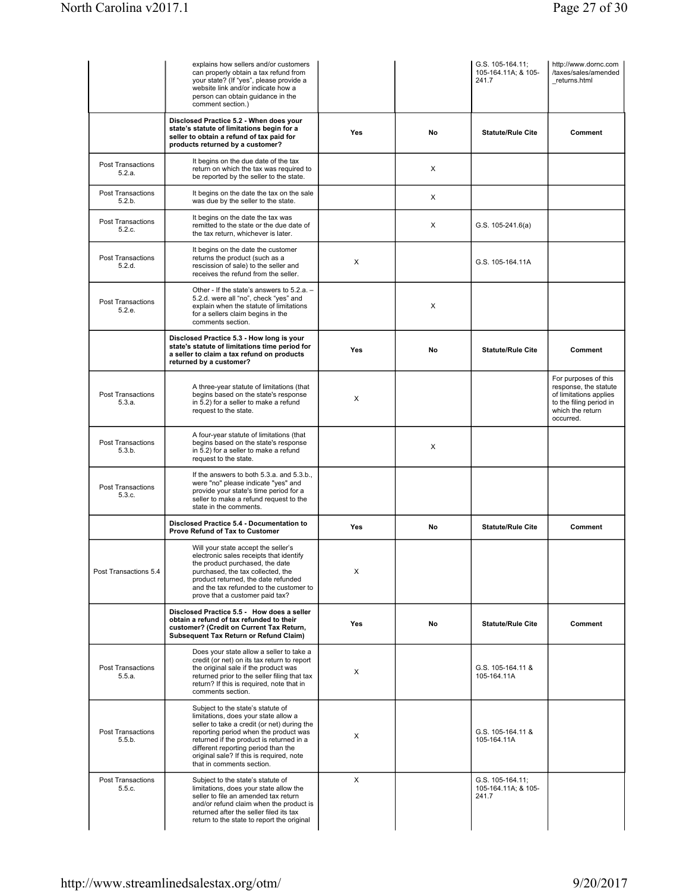| | | Yes | No | Statute/Rule Cite | Comment |
|---|---|---|---|---|---|
| | explains how sellers and/or customers can properly obtain a tax refund from your state? (If "yes", please provide a website link and/or indicate how a person can obtain guidance in the comment section.) | | | G.S. 105-164.11; 105-164.11A; & 105-241.7 | http://www.dornc.com/taxes/sales/amended_returns.html |
| | **Disclosed Practice 5.2 - When does your state's statute of limitations begin for a seller to obtain a refund of tax paid for products returned by a customer?** | **Yes** | **No** | **Statute/Rule Cite** | **Comment** |
| Post Transactions 5.2.a. | It begins on the due date of the tax return on which the tax was required to be reported by the seller to the state. | | X | | |
| Post Transactions 5.2.b. | It begins on the date the tax on the sale was due by the seller to the state. | | X | | |
| Post Transactions 5.2.c. | It begins on the date the tax was remitted to the state or the due date of the tax return, whichever is later. | | X | G.S. 105-241.6(a) | |
| Post Transactions 5.2.d. | It begins on the date the customer returns the product (such as a rescission of sale) to the seller and receives the refund from the seller. | X | | G.S. 105-164.11A | |
| Post Transactions 5.2.e. | Other - If the state's answers to 5.2.a. – 5.2.d. were all "no", check "yes" and explain when the statute of limitations for a sellers claim begins in the comments section. | | X | | |
| | **Disclosed Practice 5.3 - How long is your state's statute of limitations time period for a seller to claim a tax refund on products returned by a customer?** | **Yes** | **No** | **Statute/Rule Cite** | **Comment** |
| Post Transactions 5.3.a. | A three-year statute of limitations (that begins based on the state's response in 5.2) for a seller to make a refund request to the state. | X | | | For purposes of this response, the statute of limitations applies to the filing period in which the return occurred. |
| Post Transactions 5.3.b. | A four-year statute of limitations (that begins based on the state's response in 5.2) for a seller to make a refund request to the state. | | X | | |
| Post Transactions 5.3.c. | If the answers to both 5.3.a. and 5.3.b., were "no" please indicate "yes" and provide your state's time period for a seller to make a refund request to the state in the comments. | | | | |
| | **Disclosed Practice 5.4 - Documentation to Prove Refund of Tax to Customer** | **Yes** | **No** | **Statute/Rule Cite** | **Comment** |
| Post Transactions 5.4 | Will your state accept the seller's electronic sales receipts that identify the product purchased, the date purchased, the tax collected, the product returned, the date refunded and the tax refunded to the customer to prove that a customer paid tax? | X | | | |
| | **Disclosed Practice 5.5 - How does a seller obtain a refund of tax refunded to their customer? (Credit on Current Tax Return, Subsequent Tax Return or Refund Claim)** | **Yes** | **No** | **Statute/Rule Cite** | **Comment** |
| Post Transactions 5.5.a. | Does your state allow a seller to take a credit (or net) on its tax return to report the original sale if the product was returned prior to the seller filing that tax return? If this is required, note that in comments section. | X | | G.S. 105-164.11 & 105-164.11A | |
| Post Transactions 5.5.b. | Subject to the state's statute of limitations, does your state allow a seller to take a credit (or net) during the reporting period when the product was returned if the product is returned in a different reporting period than the original sale? If this is required, note that in comments section. | X | | G.S. 105-164.11 & 105-164.11A | |
| Post Transactions 5.5.c. | Subject to the state's statute of limitations, does your state allow the seller to file an amended tax return and/or refund claim when the product is returned after the seller filed its tax return to the state to report the original | X | | G.S. 105-164.11; 105-164.11A; & 105-241.7 | |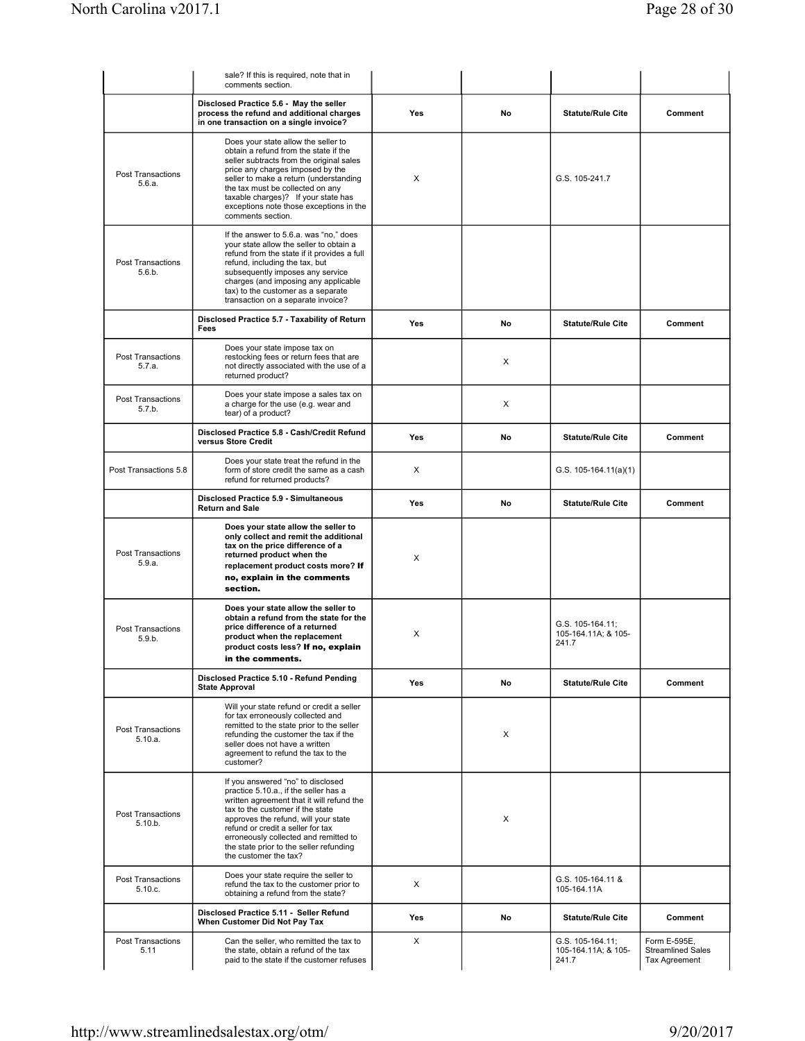| | sale? If this is required, note that in comments section. | | | | |
|---|---|---|---|---|---|
| | **Disclosed Practice 5.6 - May the seller process the refund and additional charges in one transaction on a single invoice?** | **Yes** | **No** | **Statute/Rule Cite** | **Comment** |
| Post Transactions 5.6.a. | Does your state allow the seller to obtain a refund from the state if the seller subtracts from the original sales price any charges imposed by the seller to make a return (understanding the tax must be collected on any taxable charges)? If your state has exceptions note those exceptions in the comments section. | X | | G.S. 105-241.7 | |
| Post Transactions 5.6.b. | If the answer to 5.6.a. was "no," does your state allow the seller to obtain a refund from the state if it provides a full refund, including the tax, but subsequently imposes any service charges (and imposing any applicable tax) to the customer as a separate transaction on a separate invoice? | | | | |
| | **Disclosed Practice 5.7 - Taxability of Return Fees** | **Yes** | **No** | **Statute/Rule Cite** | **Comment** |
| Post Transactions 5.7.a. | Does your state impose tax on restocking fees or return fees that are not directly associated with the use of a returned product? | | X | | |
| Post Transactions 5.7.b. | Does your state impose a sales tax on a charge for the use (e.g. wear and tear) of a product? | | X | | |
| | **Disclosed Practice 5.8 - Cash/Credit Refund versus Store Credit** | **Yes** | **No** | **Statute/Rule Cite** | **Comment** |
| Post Transactions 5.8 | Does your state treat the refund in the form of store credit the same as a cash refund for returned products? | X | | G.S. 105-164.11(a)(1) | |
| | **Disclosed Practice 5.9 - Simultaneous Return and Sale** | **Yes** | **No** | **Statute/Rule Cite** | **Comment** |
| Post Transactions 5.9.a. | **Does your state allow the seller to only collect and remit the additional tax on the price difference of a returned product when the replacement product costs more? If no, explain in the comments section.** | X | | | |
| Post Transactions 5.9.b. | **Does your state allow the seller to obtain a refund from the state for the price difference of a returned product when the replacement product costs less? If no, explain in the comments.** | X | | G.S. 105-164.11; 105-164.11A; & 105-241.7 | |
| | **Disclosed Practice 5.10 - Refund Pending State Approval** | **Yes** | **No** | **Statute/Rule Cite** | **Comment** |
| Post Transactions 5.10.a. | Will your state refund or credit a seller for tax erroneously collected and remitted to the state prior to the seller refunding the customer the tax if the seller does not have a written agreement to refund the tax to the customer? | | X | | |
| Post Transactions 5.10.b. | If you answered "no" to disclosed practice 5.10.a., if the seller has a written agreement that it will refund the tax to the customer if the state approves the refund, will your state refund or credit a seller for tax erroneously collected and remitted to the state prior to the seller refunding the customer the tax? | | X | | |
| Post Transactions 5.10.c. | Does your state require the seller to refund the tax to the customer prior to obtaining a refund from the state? | X | | G.S. 105-164.11 & 105-164.11A | |
| | **Disclosed Practice 5.11 - Seller Refund When Customer Did Not Pay Tax** | **Yes** | **No** | **Statute/Rule Cite** | **Comment** |
| Post Transactions 5.11 | Can the seller, who remitted the tax to the state, obtain a refund of the tax paid to the state if the customer refuses | X | | G.S. 105-164.11; 105-164.11A; & 105-241.7 | Form E-595E, Streamlined Sales Tax Agreement |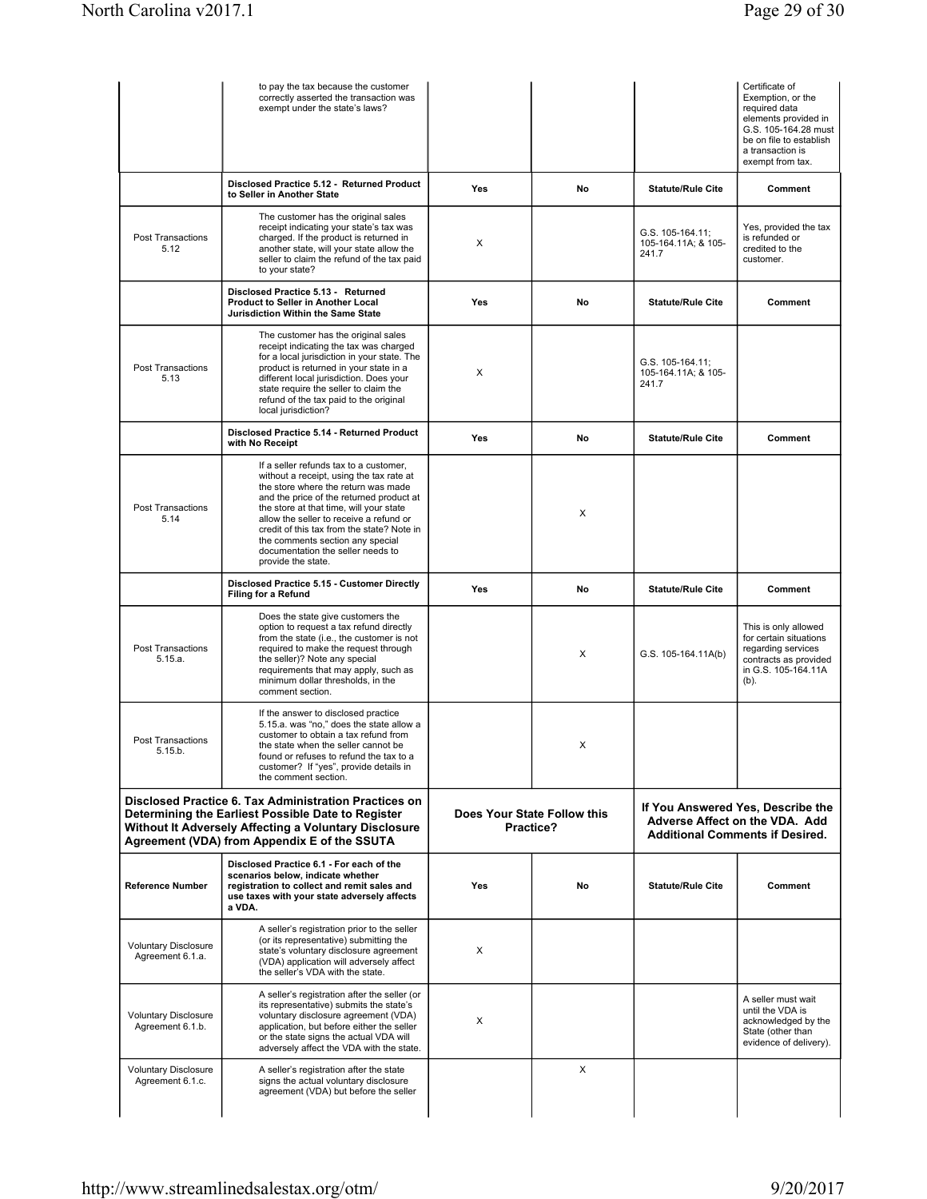| | to pay the tax because the customer correctly asserted the transaction was exempt under the state's laws? | | | | Certificate of Exemption, or the required data elements provided in G.S. 105-164.28 must be on file to establish a transaction is exempt from tax. |
|---|---|---|---|---|---|
| | **Disclosed Practice 5.12 - Returned Product to Seller in Another State** | **Yes** | **No** | **Statute/Rule Cite** | **Comment** |
| Post Transactions 5.12 | The customer has the original sales receipt indicating your state's tax was charged. If the product is returned in another state, will your state allow the seller to claim the refund of the tax paid to your state? | X | | G.S. 105-164.11; 105-164.11A; & 105-241.7 | Yes, provided the tax is refunded or credited to the customer. |
| | **Disclosed Practice 5.13 - Returned Product to Seller in Another Local Jurisdiction Within the Same State** | **Yes** | **No** | **Statute/Rule Cite** | **Comment** |
| Post Transactions 5.13 | The customer has the original sales receipt indicating the tax was charged for a local jurisdiction in your state. The product is returned in your state in a different local jurisdiction. Does your state require the seller to claim the refund of the tax paid to the original local jurisdiction? | X | | G.S. 105-164.11; 105-164.11A; & 105-241.7 | |
| | **Disclosed Practice 5.14 - Returned Product with No Receipt** | **Yes** | **No** | **Statute/Rule Cite** | **Comment** |
| Post Transactions 5.14 | If a seller refunds tax to a customer, without a receipt, using the tax rate at the store where the return was made and the price of the returned product at the store at that time, will your state allow the seller to receive a refund or credit of this tax from the state? Note in the comments section any special documentation the seller needs to provide the state. | | X | | |
| | **Disclosed Practice 5.15 - Customer Directly Filing for a Refund** | **Yes** | **No** | **Statute/Rule Cite** | **Comment** |
| Post Transactions 5.15.a. | Does the state give customers the option to request a tax refund directly from the state (i.e., the customer is not required to make the request through the seller)? Note any special requirements that may apply, such as minimum dollar thresholds, in the comment section. | | X | G.S. 105-164.11A(b) | This is only allowed for certain situations regarding services contracts as provided in G.S. 105-164.11A (b). |
| Post Transactions 5.15.b. | If the answer to disclosed practice 5.15.a. was "no," does the state allow a customer to obtain a tax refund from the state when the seller cannot be found or refuses to refund the tax to a customer? If "yes", provide details in the comment section. | | X | | |

| **Disclosed Practice 6. Tax Administration Practices on Determining the Earliest Possible Date to Register Without It Adversely Affecting a Voluntary Disclosure Agreement (VDA) from Appendix E of the SSUTA** | | **Does Your State Follow this Practice?** | | **If You Answered Yes, Describe the Adverse Affect on the VDA. Add Additional Comments if Desired.** | |
|---|---|---|---|---|---|
| **Reference Number** | **Disclosed Practice 6.1 - For each of the scenarios below, indicate whether registration to collect and remit sales and use taxes with your state adversely affects a VDA.** | **Yes** | **No** | **Statute/Rule Cite** | **Comment** |
| Voluntary Disclosure Agreement 6.1.a. | A seller's registration prior to the seller (or its representative) submitting the state's voluntary disclosure agreement (VDA) application will adversely affect the seller's VDA with the state. | X | | | |
| Voluntary Disclosure Agreement 6.1.b. | A seller's registration after the seller (or its representative) submits the state's voluntary disclosure agreement (VDA) application, but before either the seller or the state signs the actual VDA will adversely affect the VDA with the state. | X | | | A seller must wait until the VDA is acknowledged by the State (other than evidence of delivery). |
| Voluntary Disclosure Agreement 6.1.c. | A seller's registration after the state signs the actual voluntary disclosure agreement (VDA) but before the seller | | X | | |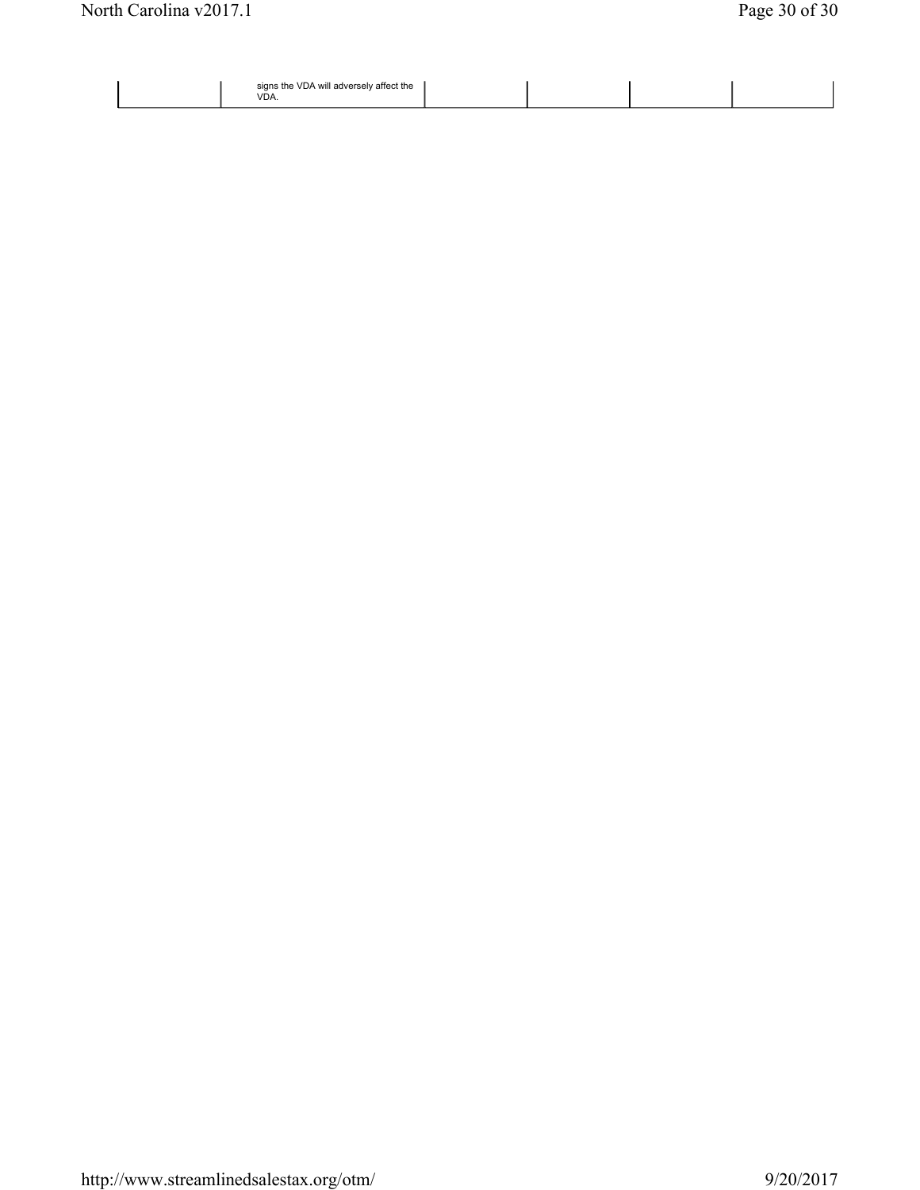| | | | | | |
|---|---|---|---|---|---|
| | signs the VDA will adversely affect the VDA. | | | | |